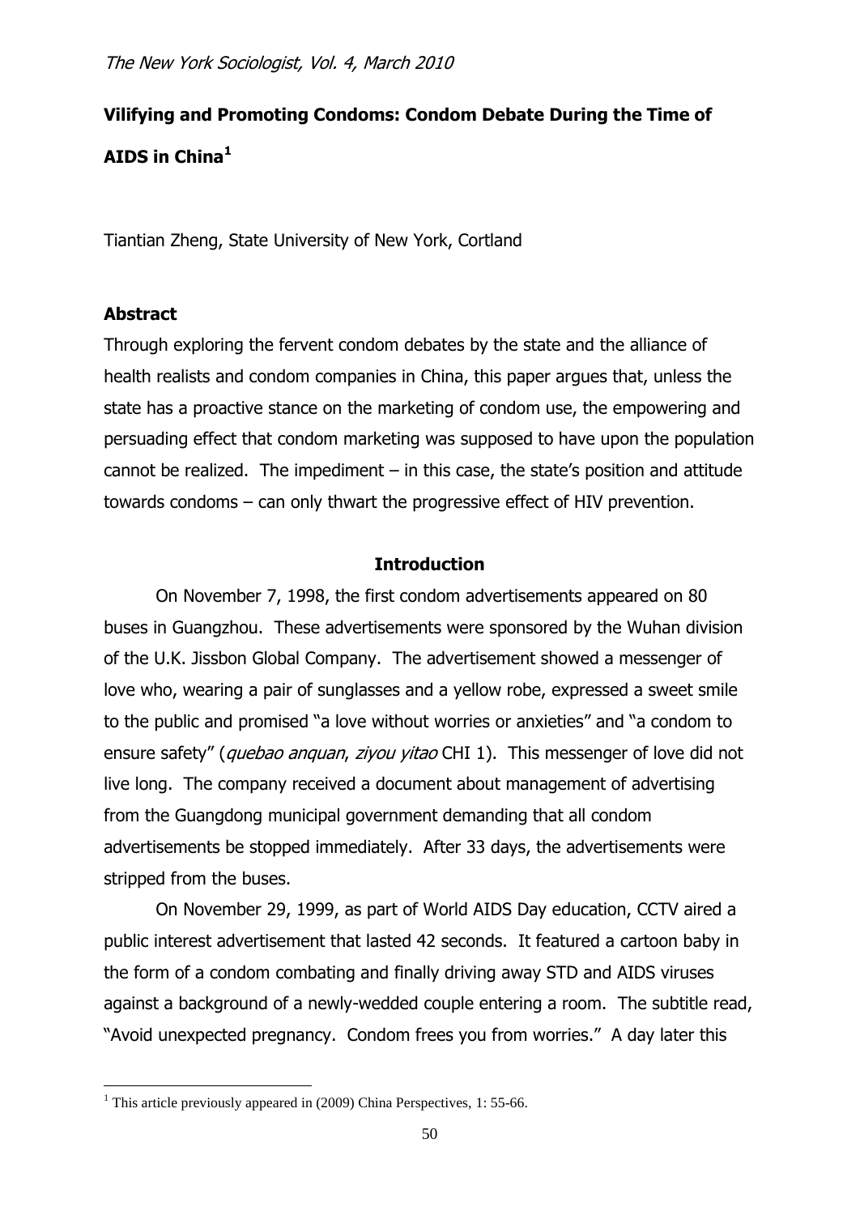# Vilifying and Promoting Condoms: Condom Debate During the Time of AIDS in China[1]

Tiantian Zheng, State University of New York, Cortland

## Abstract

Through exploring the fervent condom debates by the state and the alliance of health realists and condom companies in China, this paper argues that, unless the state has a proactive stance on the marketing of condom use, the empowering and persuading effect that condom marketing was supposed to have upon the population cannot be realized. The impediment – in this case, the state's position and attitude towards condoms – can only thwart the progressive effect of HIV prevention.

## Introduction

On November 7, 1998, the first condom advertisements appeared on 80 buses in Guangzhou. These advertisements were sponsored by the Wuhan division of the U.K. Jissbon Global Company. The advertisement showed a messenger of love who, wearing a pair of sunglasses and a yellow robe, expressed a sweet smile to the public and promised "a love without worries or anxieties" and "a condom to ensure safety" (*quebao anquan*, *ziyou yitao* CHI 1). This messenger of love did not live long. The company received a document about management of advertising from the Guangdong municipal government demanding that all condom advertisements be stopped immediately. After 33 days, the advertisements were stripped from the buses.

On November 29, 1999, as part of World AIDS Day education, CCTV aired a public interest advertisement that lasted 42 seconds. It featured a cartoon baby in the form of a condom combating and finally driving away STD and AIDS viruses against a background of a newly-wedded couple entering a room. The subtitle read, "Avoid unexpected pregnancy. Condom frees you from worries." A day later this

[1] This article previously appeared in (2009) China Perspectives, 1: 55-66.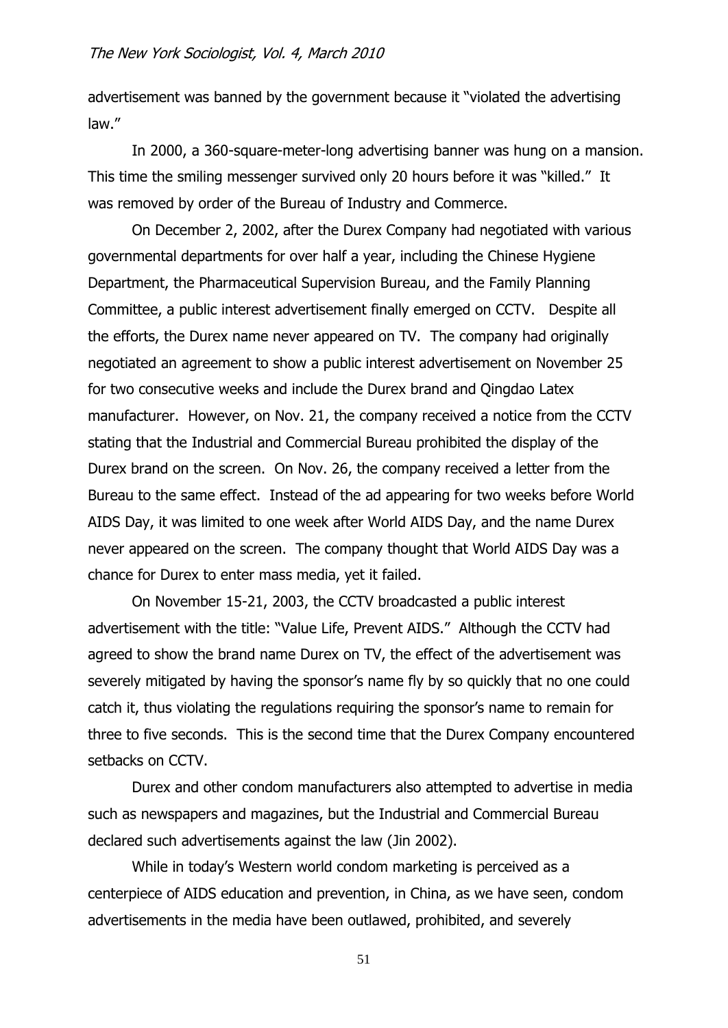advertisement was banned by the government because it "violated the advertising law."

In 2000, a 360-square-meter-long advertising banner was hung on a mansion. This time the smiling messenger survived only 20 hours before it was "killed." It was removed by order of the Bureau of Industry and Commerce.

On December 2, 2002, after the Durex Company had negotiated with various governmental departments for over half a year, including the Chinese Hygiene Department, the Pharmaceutical Supervision Bureau, and the Family Planning Committee, a public interest advertisement finally emerged on CCTV. Despite all the efforts, the Durex name never appeared on TV. The company had originally negotiated an agreement to show a public interest advertisement on November 25 for two consecutive weeks and include the Durex brand and Qingdao Latex manufacturer. However, on Nov. 21, the company received a notice from the CCTV stating that the Industrial and Commercial Bureau prohibited the display of the Durex brand on the screen. On Nov. 26, the company received a letter from the Bureau to the same effect. Instead of the ad appearing for two weeks before World AIDS Day, it was limited to one week after World AIDS Day, and the name Durex never appeared on the screen. The company thought that World AIDS Day was a chance for Durex to enter mass media, yet it failed.

On November 15-21, 2003, the CCTV broadcasted a public interest advertisement with the title: "Value Life, Prevent AIDS." Although the CCTV had agreed to show the brand name Durex on TV, the effect of the advertisement was severely mitigated by having the sponsor's name fly by so quickly that no one could catch it, thus violating the regulations requiring the sponsor's name to remain for three to five seconds. This is the second time that the Durex Company encountered setbacks on CCTV.

Durex and other condom manufacturers also attempted to advertise in media such as newspapers and magazines, but the Industrial and Commercial Bureau declared such advertisements against the law (Jin 2002).

While in today's Western world condom marketing is perceived as a centerpiece of AIDS education and prevention, in China, as we have seen, condom advertisements in the media have been outlawed, prohibited, and severely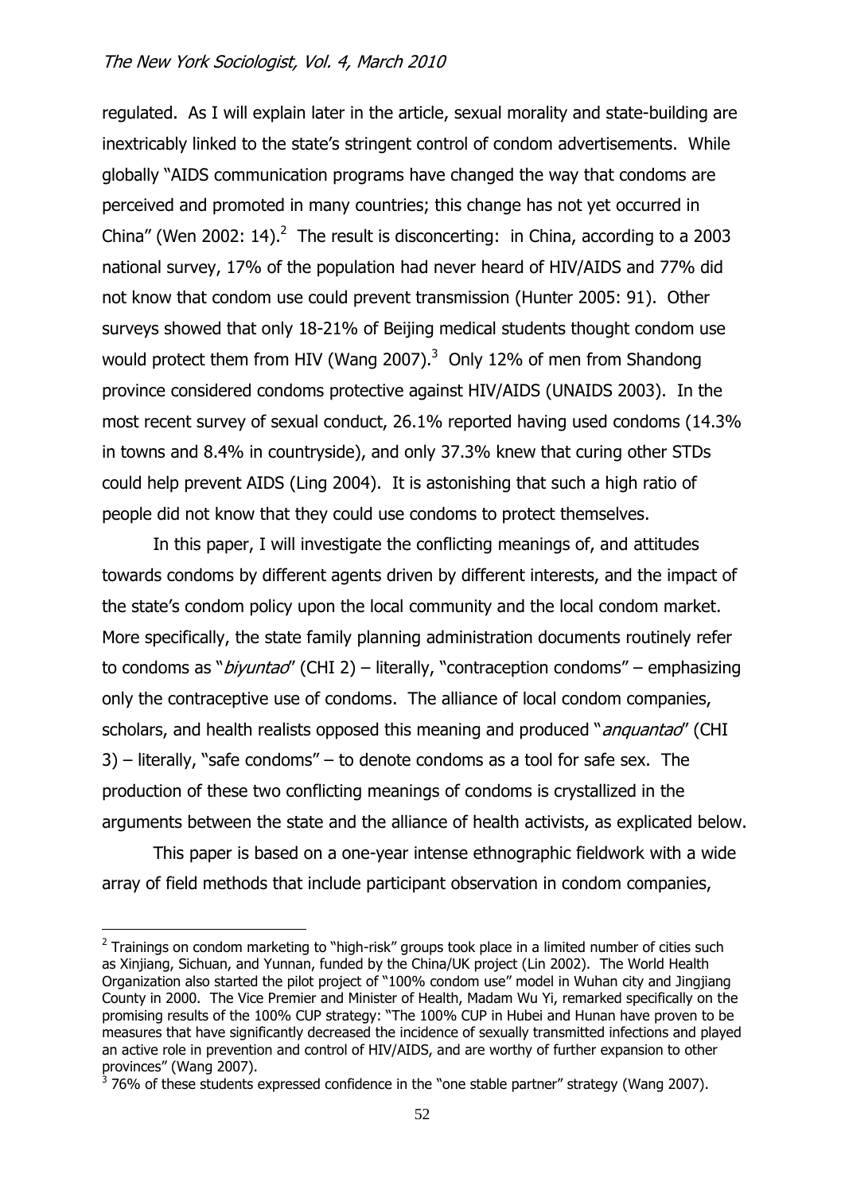regulated. As I will explain later in the article, sexual morality and state-building are inextricably linked to the state's stringent control of condom advertisements. While globally "AIDS communication programs have changed the way that condoms are perceived and promoted in many countries; this change has not yet occurred in China" (Wen 2002: 14).[2] The result is disconcerting: in China, according to a 2003 national survey, 17% of the population had never heard of HIV/AIDS and 77% did not know that condom use could prevent transmission (Hunter 2005: 91). Other surveys showed that only 18-21% of Beijing medical students thought condom use would protect them from HIV (Wang 2007).[3] Only 12% of men from Shandong province considered condoms protective against HIV/AIDS (UNAIDS 2003). In the most recent survey of sexual conduct, 26.1% reported having used condoms (14.3% in towns and 8.4% in countryside), and only 37.3% knew that curing other STDs could help prevent AIDS (Ling 2004). It is astonishing that such a high ratio of people did not know that they could use condoms to protect themselves.

In this paper, I will investigate the conflicting meanings of, and attitudes towards condoms by different agents driven by different interests, and the impact of the state's condom policy upon the local community and the local condom market. More specifically, the state family planning administration documents routinely refer to condoms as "*biyuntao*" (CHI 2) – literally, "contraception condoms" – emphasizing only the contraceptive use of condoms. The alliance of local condom companies, scholars, and health realists opposed this meaning and produced "*anquantao*" (CHI 3) – literally, "safe condoms" – to denote condoms as a tool for safe sex. The production of these two conflicting meanings of condoms is crystallized in the arguments between the state and the alliance of health activists, as explicated below.

This paper is based on a one-year intense ethnographic fieldwork with a wide array of field methods that include participant observation in condom companies,

---

[2] Trainings on condom marketing to "high-risk" groups took place in a limited number of cities such as Xinjiang, Sichuan, and Yunnan, funded by the China/UK project (Lin 2002). The World Health Organization also started the pilot project of "100% condom use" model in Wuhan city and Jingjiang County in 2000. The Vice Premier and Minister of Health, Madam Wu Yi, remarked specifically on the promising results of the 100% CUP strategy: "The 100% CUP in Hubei and Hunan have proven to be measures that have significantly decreased the incidence of sexually transmitted infections and played an active role in prevention and control of HIV/AIDS, and are worthy of further expansion to other provinces" (Wang 2007).

[3] 76% of these students expressed confidence in the "one stable partner" strategy (Wang 2007).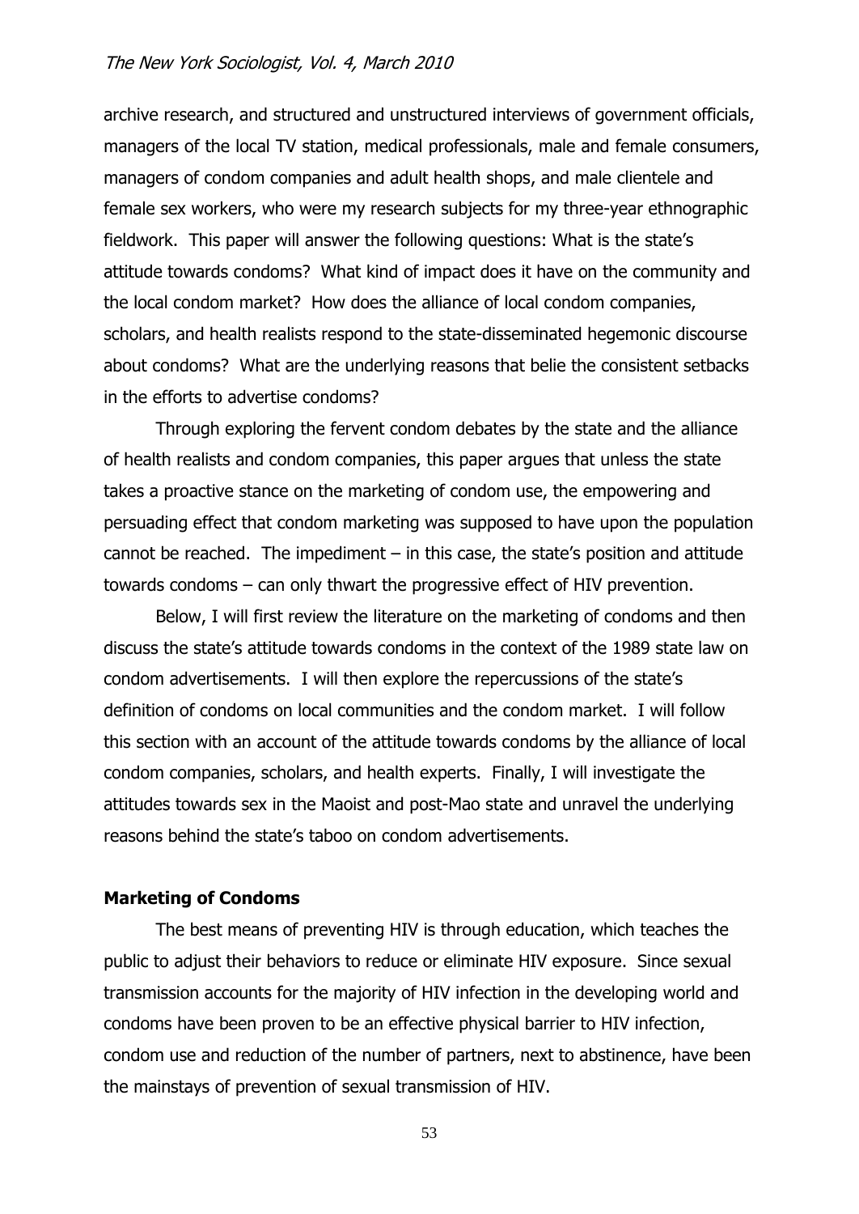archive research, and structured and unstructured interviews of government officials, managers of the local TV station, medical professionals, male and female consumers, managers of condom companies and adult health shops, and male clientele and female sex workers, who were my research subjects for my three-year ethnographic fieldwork. This paper will answer the following questions: What is the state's attitude towards condoms? What kind of impact does it have on the community and the local condom market? How does the alliance of local condom companies, scholars, and health realists respond to the state-disseminated hegemonic discourse about condoms? What are the underlying reasons that belie the consistent setbacks in the efforts to advertise condoms?

Through exploring the fervent condom debates by the state and the alliance of health realists and condom companies, this paper argues that unless the state takes a proactive stance on the marketing of condom use, the empowering and persuading effect that condom marketing was supposed to have upon the population cannot be reached. The impediment – in this case, the state's position and attitude towards condoms – can only thwart the progressive effect of HIV prevention.

Below, I will first review the literature on the marketing of condoms and then discuss the state's attitude towards condoms in the context of the 1989 state law on condom advertisements. I will then explore the repercussions of the state's definition of condoms on local communities and the condom market. I will follow this section with an account of the attitude towards condoms by the alliance of local condom companies, scholars, and health experts. Finally, I will investigate the attitudes towards sex in the Maoist and post-Mao state and unravel the underlying reasons behind the state's taboo on condom advertisements.

## Marketing of Condoms

The best means of preventing HIV is through education, which teaches the public to adjust their behaviors to reduce or eliminate HIV exposure. Since sexual transmission accounts for the majority of HIV infection in the developing world and condoms have been proven to be an effective physical barrier to HIV infection, condom use and reduction of the number of partners, next to abstinence, have been the mainstays of prevention of sexual transmission of HIV.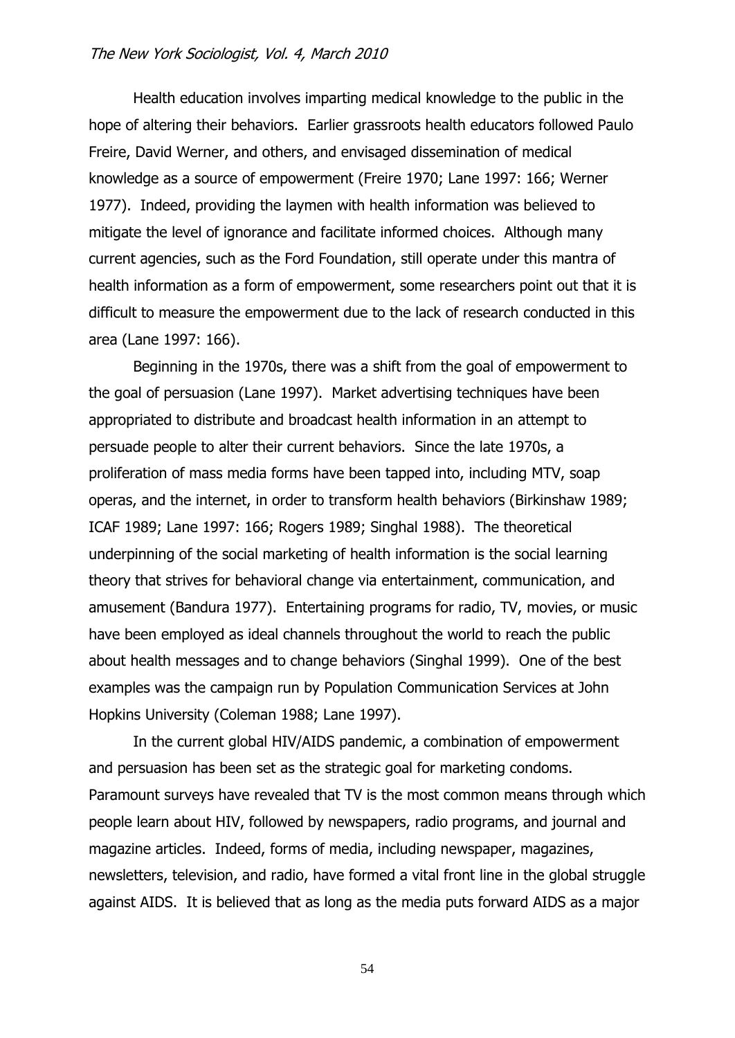Health education involves imparting medical knowledge to the public in the hope of altering their behaviors. Earlier grassroots health educators followed Paulo Freire, David Werner, and others, and envisaged dissemination of medical knowledge as a source of empowerment (Freire 1970; Lane 1997: 166; Werner 1977). Indeed, providing the laymen with health information was believed to mitigate the level of ignorance and facilitate informed choices. Although many current agencies, such as the Ford Foundation, still operate under this mantra of health information as a form of empowerment, some researchers point out that it is difficult to measure the empowerment due to the lack of research conducted in this area (Lane 1997: 166).

Beginning in the 1970s, there was a shift from the goal of empowerment to the goal of persuasion (Lane 1997). Market advertising techniques have been appropriated to distribute and broadcast health information in an attempt to persuade people to alter their current behaviors. Since the late 1970s, a proliferation of mass media forms have been tapped into, including MTV, soap operas, and the internet, in order to transform health behaviors (Birkinshaw 1989; ICAF 1989; Lane 1997: 166; Rogers 1989; Singhal 1988). The theoretical underpinning of the social marketing of health information is the social learning theory that strives for behavioral change via entertainment, communication, and amusement (Bandura 1977). Entertaining programs for radio, TV, movies, or music have been employed as ideal channels throughout the world to reach the public about health messages and to change behaviors (Singhal 1999). One of the best examples was the campaign run by Population Communication Services at John Hopkins University (Coleman 1988; Lane 1997).

In the current global HIV/AIDS pandemic, a combination of empowerment and persuasion has been set as the strategic goal for marketing condoms. Paramount surveys have revealed that TV is the most common means through which people learn about HIV, followed by newspapers, radio programs, and journal and magazine articles. Indeed, forms of media, including newspaper, magazines, newsletters, television, and radio, have formed a vital front line in the global struggle against AIDS. It is believed that as long as the media puts forward AIDS as a major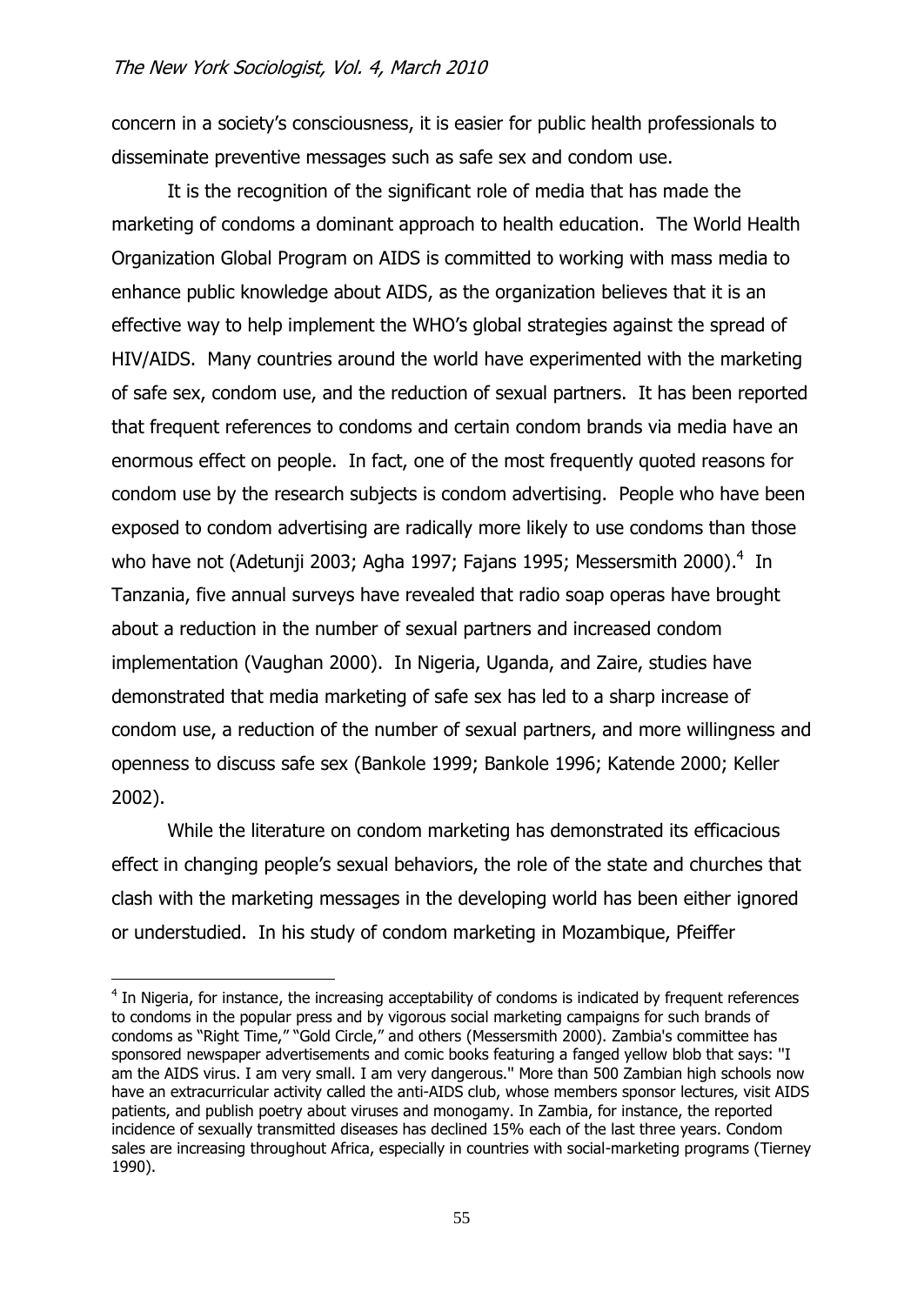concern in a society's consciousness, it is easier for public health professionals to disseminate preventive messages such as safe sex and condom use.

It is the recognition of the significant role of media that has made the marketing of condoms a dominant approach to health education. The World Health Organization Global Program on AIDS is committed to working with mass media to enhance public knowledge about AIDS, as the organization believes that it is an effective way to help implement the WHO's global strategies against the spread of HIV/AIDS. Many countries around the world have experimented with the marketing of safe sex, condom use, and the reduction of sexual partners. It has been reported that frequent references to condoms and certain condom brands via media have an enormous effect on people. In fact, one of the most frequently quoted reasons for condom use by the research subjects is condom advertising. People who have been exposed to condom advertising are radically more likely to use condoms than those who have not (Adetunji 2003; Agha 1997; Fajans 1995; Messersmith 2000).[4] In Tanzania, five annual surveys have revealed that radio soap operas have brought about a reduction in the number of sexual partners and increased condom implementation (Vaughan 2000). In Nigeria, Uganda, and Zaire, studies have demonstrated that media marketing of safe sex has led to a sharp increase of condom use, a reduction of the number of sexual partners, and more willingness and openness to discuss safe sex (Bankole 1999; Bankole 1996; Katende 2000; Keller 2002).

While the literature on condom marketing has demonstrated its efficacious effect in changing people's sexual behaviors, the role of the state and churches that clash with the marketing messages in the developing world has been either ignored or understudied. In his study of condom marketing in Mozambique, Pfeiffer

---

[4] In Nigeria, for instance, the increasing acceptability of condoms is indicated by frequent references to condoms in the popular press and by vigorous social marketing campaigns for such brands of condoms as "Right Time," "Gold Circle," and others (Messersmith 2000). Zambia's committee has sponsored newspaper advertisements and comic books featuring a fanged yellow blob that says: ''I am the AIDS virus. I am very small. I am very dangerous.'' More than 500 Zambian high schools now have an extracurricular activity called the anti-AIDS club, whose members sponsor lectures, visit AIDS patients, and publish poetry about viruses and monogamy. In Zambia, for instance, the reported incidence of sexually transmitted diseases has declined 15% each of the last three years. Condom sales are increasing throughout Africa, especially in countries with social-marketing programs (Tierney 1990).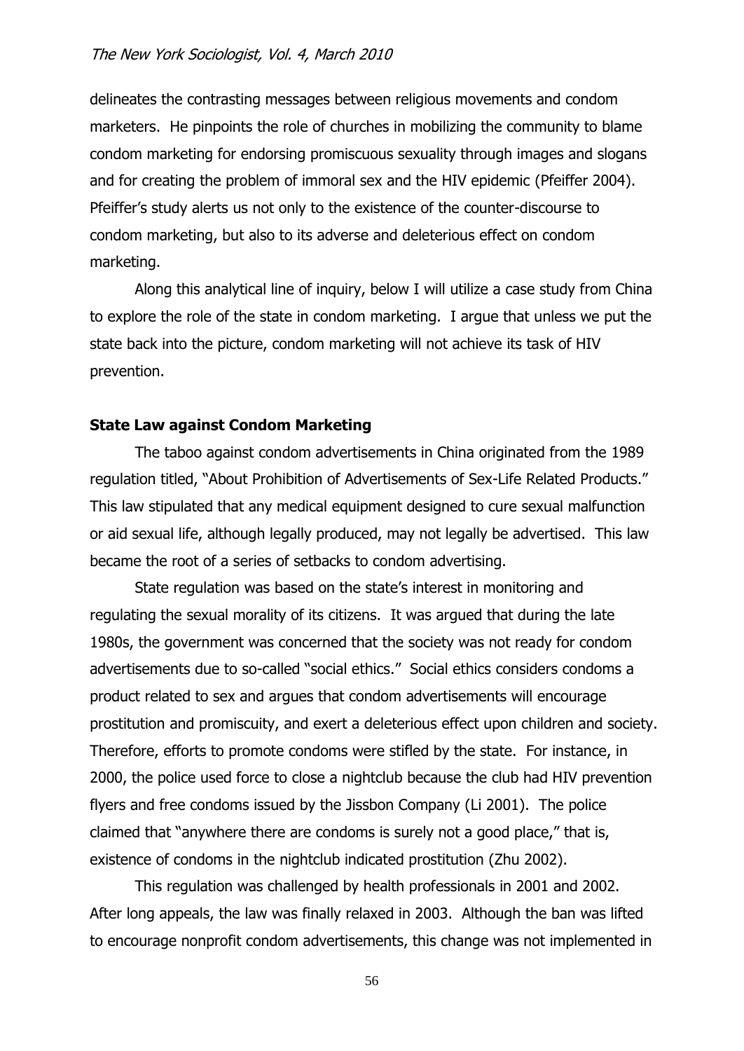delineates the contrasting messages between religious movements and condom marketers. He pinpoints the role of churches in mobilizing the community to blame condom marketing for endorsing promiscuous sexuality through images and slogans and for creating the problem of immoral sex and the HIV epidemic (Pfeiffer 2004). Pfeiffer's study alerts us not only to the existence of the counter-discourse to condom marketing, but also to its adverse and deleterious effect on condom marketing.

Along this analytical line of inquiry, below I will utilize a case study from China to explore the role of the state in condom marketing. I argue that unless we put the state back into the picture, condom marketing will not achieve its task of HIV prevention.

## State Law against Condom Marketing

The taboo against condom advertisements in China originated from the 1989 regulation titled, "About Prohibition of Advertisements of Sex-Life Related Products." This law stipulated that any medical equipment designed to cure sexual malfunction or aid sexual life, although legally produced, may not legally be advertised. This law became the root of a series of setbacks to condom advertising.

State regulation was based on the state's interest in monitoring and regulating the sexual morality of its citizens. It was argued that during the late 1980s, the government was concerned that the society was not ready for condom advertisements due to so-called "social ethics." Social ethics considers condoms a product related to sex and argues that condom advertisements will encourage prostitution and promiscuity, and exert a deleterious effect upon children and society. Therefore, efforts to promote condoms were stifled by the state. For instance, in 2000, the police used force to close a nightclub because the club had HIV prevention flyers and free condoms issued by the Jissbon Company (Li 2001). The police claimed that "anywhere there are condoms is surely not a good place," that is, existence of condoms in the nightclub indicated prostitution (Zhu 2002).

This regulation was challenged by health professionals in 2001 and 2002. After long appeals, the law was finally relaxed in 2003. Although the ban was lifted to encourage nonprofit condom advertisements, this change was not implemented in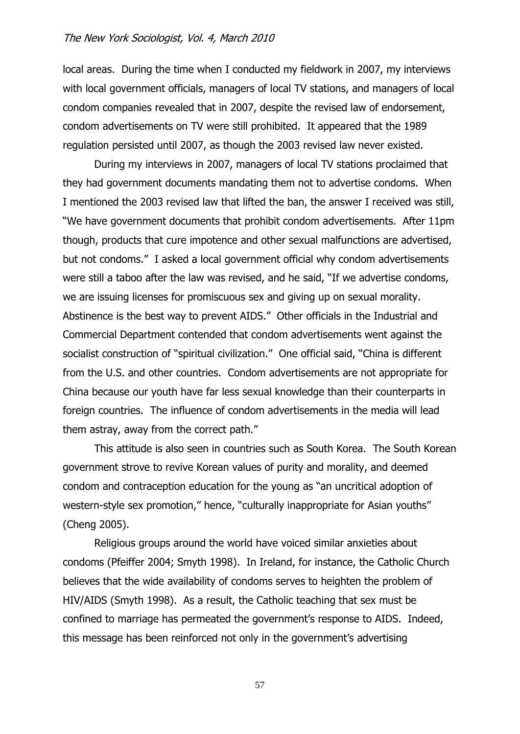local areas. During the time when I conducted my fieldwork in 2007, my interviews with local government officials, managers of local TV stations, and managers of local condom companies revealed that in 2007, despite the revised law of endorsement, condom advertisements on TV were still prohibited. It appeared that the 1989 regulation persisted until 2007, as though the 2003 revised law never existed.

During my interviews in 2007, managers of local TV stations proclaimed that they had government documents mandating them not to advertise condoms. When I mentioned the 2003 revised law that lifted the ban, the answer I received was still, "We have government documents that prohibit condom advertisements. After 11pm though, products that cure impotence and other sexual malfunctions are advertised, but not condoms." I asked a local government official why condom advertisements were still a taboo after the law was revised, and he said, "If we advertise condoms, we are issuing licenses for promiscuous sex and giving up on sexual morality. Abstinence is the best way to prevent AIDS." Other officials in the Industrial and Commercial Department contended that condom advertisements went against the socialist construction of "spiritual civilization." One official said, "China is different from the U.S. and other countries. Condom advertisements are not appropriate for China because our youth have far less sexual knowledge than their counterparts in foreign countries. The influence of condom advertisements in the media will lead them astray, away from the correct path."

This attitude is also seen in countries such as South Korea. The South Korean government strove to revive Korean values of purity and morality, and deemed condom and contraception education for the young as "an uncritical adoption of western-style sex promotion," hence, "culturally inappropriate for Asian youths" (Cheng 2005).

Religious groups around the world have voiced similar anxieties about condoms (Pfeiffer 2004; Smyth 1998). In Ireland, for instance, the Catholic Church believes that the wide availability of condoms serves to heighten the problem of HIV/AIDS (Smyth 1998). As a result, the Catholic teaching that sex must be confined to marriage has permeated the government's response to AIDS. Indeed, this message has been reinforced not only in the government's advertising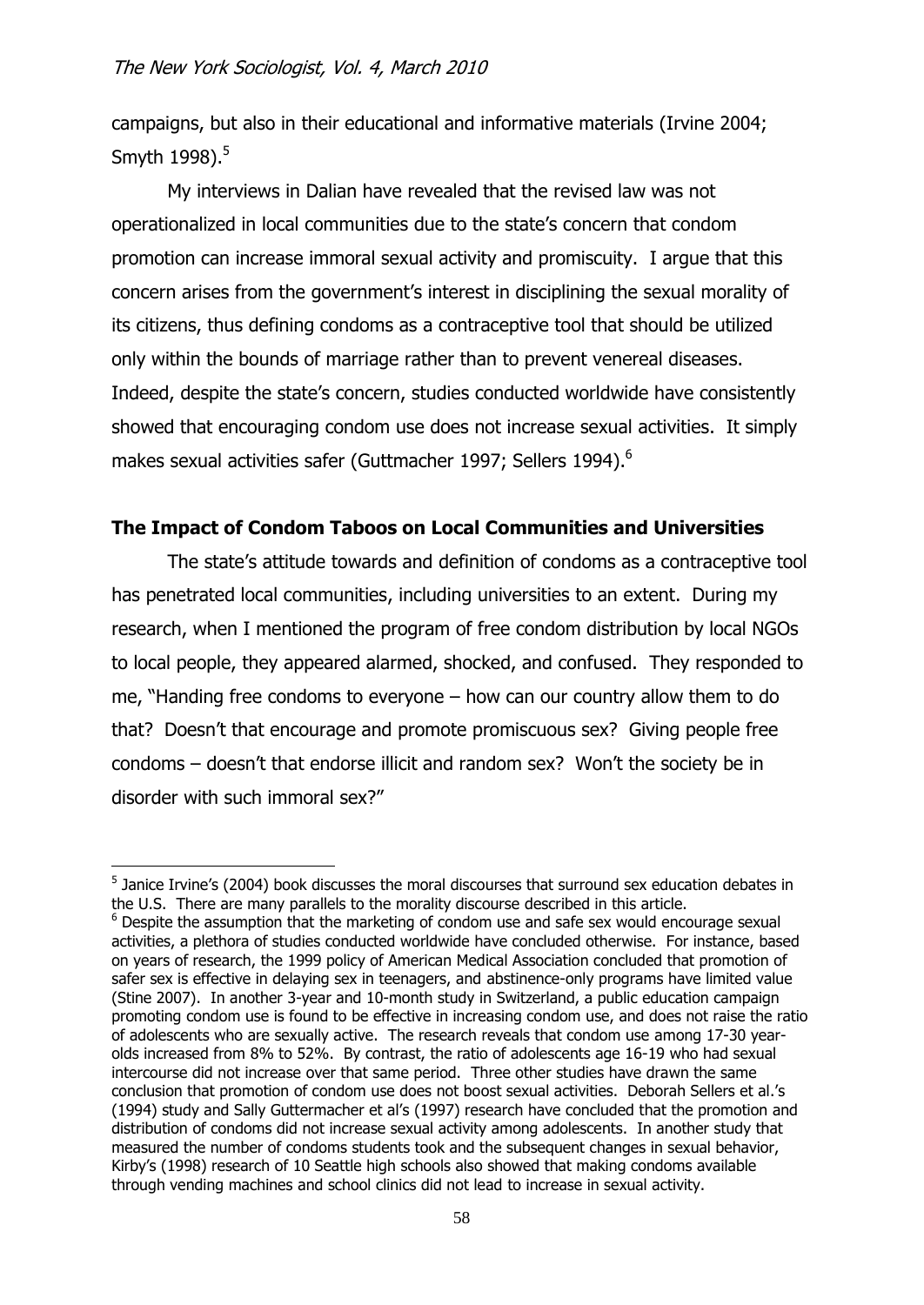campaigns, but also in their educational and informative materials (Irvine 2004; Smyth 1998).[5]

My interviews in Dalian have revealed that the revised law was not operationalized in local communities due to the state's concern that condom promotion can increase immoral sexual activity and promiscuity. I argue that this concern arises from the government's interest in disciplining the sexual morality of its citizens, thus defining condoms as a contraceptive tool that should be utilized only within the bounds of marriage rather than to prevent venereal diseases. Indeed, despite the state's concern, studies conducted worldwide have consistently showed that encouraging condom use does not increase sexual activities. It simply makes sexual activities safer (Guttmacher 1997; Sellers 1994).[6]

## The Impact of Condom Taboos on Local Communities and Universities

The state's attitude towards and definition of condoms as a contraceptive tool has penetrated local communities, including universities to an extent. During my research, when I mentioned the program of free condom distribution by local NGOs to local people, they appeared alarmed, shocked, and confused. They responded to me, "Handing free condoms to everyone – how can our country allow them to do that? Doesn't that encourage and promote promiscuous sex? Giving people free condoms – doesn't that endorse illicit and random sex? Won't the society be in disorder with such immoral sex?"

---

[5] Janice Irvine's (2004) book discusses the moral discourses that surround sex education debates in the U.S. There are many parallels to the morality discourse described in this article.

[6] Despite the assumption that the marketing of condom use and safe sex would encourage sexual activities, a plethora of studies conducted worldwide have concluded otherwise. For instance, based on years of research, the 1999 policy of American Medical Association concluded that promotion of safer sex is effective in delaying sex in teenagers, and abstinence-only programs have limited value (Stine 2007). In another 3-year and 10-month study in Switzerland, a public education campaign promoting condom use is found to be effective in increasing condom use, and does not raise the ratio of adolescents who are sexually active. The research reveals that condom use among 17-30 year-olds increased from 8% to 52%. By contrast, the ratio of adolescents age 16-19 who had sexual intercourse did not increase over that same period. Three other studies have drawn the same conclusion that promotion of condom use does not boost sexual activities. Deborah Sellers et al.'s (1994) study and Sally Guttermacher et al's (1997) research have concluded that the promotion and distribution of condoms did not increase sexual activity among adolescents. In another study that measured the number of condoms students took and the subsequent changes in sexual behavior, Kirby's (1998) research of 10 Seattle high schools also showed that making condoms available through vending machines and school clinics did not lead to increase in sexual activity.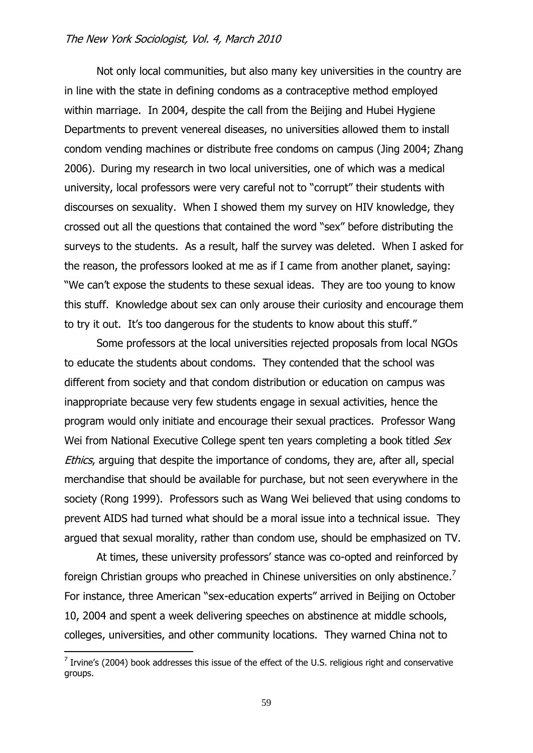Not only local communities, but also many key universities in the country are in line with the state in defining condoms as a contraceptive method employed within marriage. In 2004, despite the call from the Beijing and Hubei Hygiene Departments to prevent venereal diseases, no universities allowed them to install condom vending machines or distribute free condoms on campus (Jing 2004; Zhang 2006). During my research in two local universities, one of which was a medical university, local professors were very careful not to "corrupt" their students with discourses on sexuality. When I showed them my survey on HIV knowledge, they crossed out all the questions that contained the word "sex" before distributing the surveys to the students. As a result, half the survey was deleted. When I asked for the reason, the professors looked at me as if I came from another planet, saying: "We can't expose the students to these sexual ideas. They are too young to know this stuff. Knowledge about sex can only arouse their curiosity and encourage them to try it out. It's too dangerous for the students to know about this stuff."

Some professors at the local universities rejected proposals from local NGOs to educate the students about condoms. They contended that the school was different from society and that condom distribution or education on campus was inappropriate because very few students engage in sexual activities, hence the program would only initiate and encourage their sexual practices. Professor Wang Wei from National Executive College spent ten years completing a book titled *Sex Ethics*, arguing that despite the importance of condoms, they are, after all, special merchandise that should be available for purchase, but not seen everywhere in the society (Rong 1999). Professors such as Wang Wei believed that using condoms to prevent AIDS had turned what should be a moral issue into a technical issue. They argued that sexual morality, rather than condom use, should be emphasized on TV.

At times, these university professors' stance was co-opted and reinforced by foreign Christian groups who preached in Chinese universities on only abstinence.[7] For instance, three American "sex-education experts" arrived in Beijing on October 10, 2004 and spent a week delivering speeches on abstinence at middle schools, colleges, universities, and other community locations. They warned China not to

[7] Irvine's (2004) book addresses this issue of the effect of the U.S. religious right and conservative groups.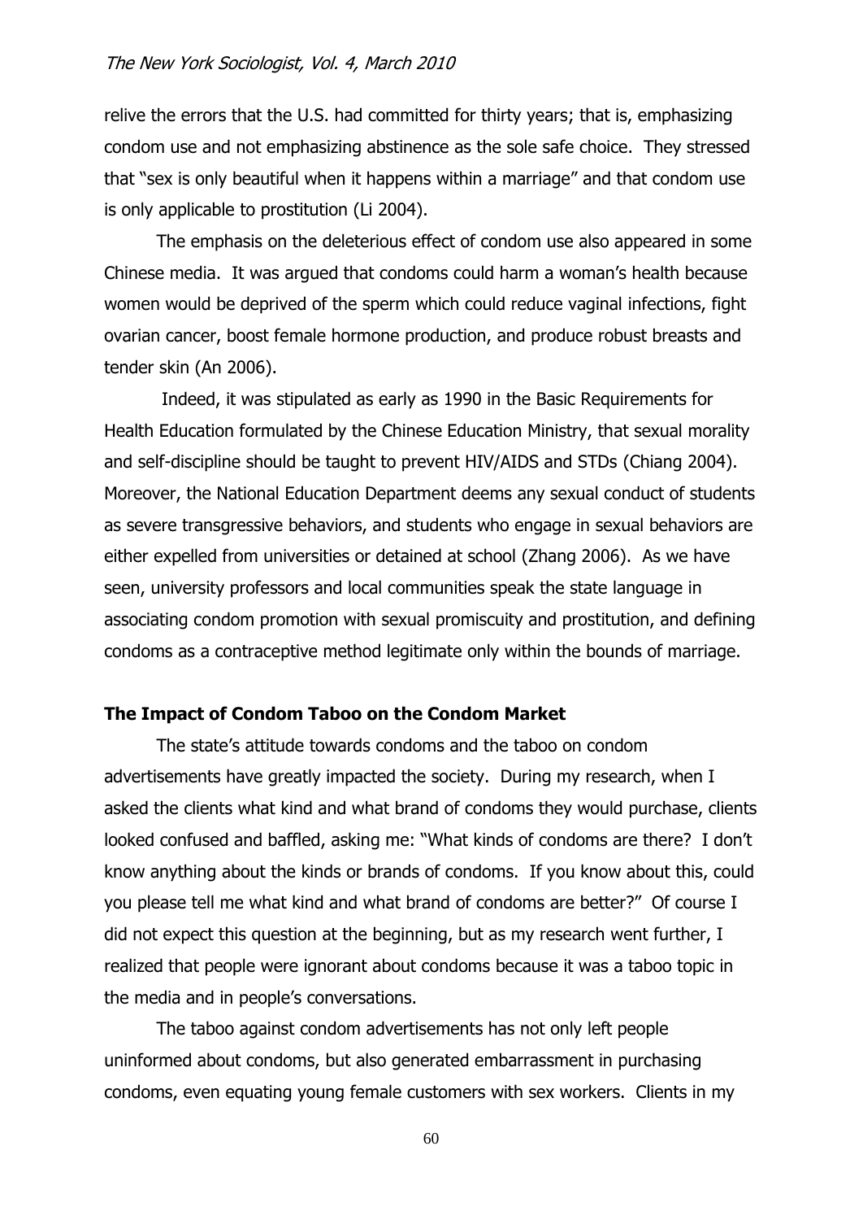relive the errors that the U.S. had committed for thirty years; that is, emphasizing condom use and not emphasizing abstinence as the sole safe choice. They stressed that "sex is only beautiful when it happens within a marriage" and that condom use is only applicable to prostitution (Li 2004).

The emphasis on the deleterious effect of condom use also appeared in some Chinese media. It was argued that condoms could harm a woman's health because women would be deprived of the sperm which could reduce vaginal infections, fight ovarian cancer, boost female hormone production, and produce robust breasts and tender skin (An 2006).

Indeed, it was stipulated as early as 1990 in the Basic Requirements for Health Education formulated by the Chinese Education Ministry, that sexual morality and self-discipline should be taught to prevent HIV/AIDS and STDs (Chiang 2004). Moreover, the National Education Department deems any sexual conduct of students as severe transgressive behaviors, and students who engage in sexual behaviors are either expelled from universities or detained at school (Zhang 2006). As we have seen, university professors and local communities speak the state language in associating condom promotion with sexual promiscuity and prostitution, and defining condoms as a contraceptive method legitimate only within the bounds of marriage.

## The Impact of Condom Taboo on the Condom Market

The state's attitude towards condoms and the taboo on condom advertisements have greatly impacted the society. During my research, when I asked the clients what kind and what brand of condoms they would purchase, clients looked confused and baffled, asking me: "What kinds of condoms are there? I don't know anything about the kinds or brands of condoms. If you know about this, could you please tell me what kind and what brand of condoms are better?" Of course I did not expect this question at the beginning, but as my research went further, I realized that people were ignorant about condoms because it was a taboo topic in the media and in people's conversations.

The taboo against condom advertisements has not only left people uninformed about condoms, but also generated embarrassment in purchasing condoms, even equating young female customers with sex workers. Clients in my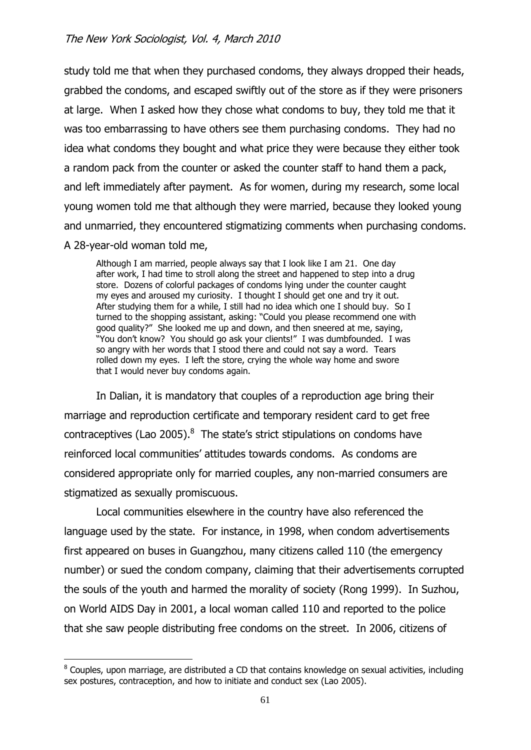study told me that when they purchased condoms, they always dropped their heads, grabbed the condoms, and escaped swiftly out of the store as if they were prisoners at large. When I asked how they chose what condoms to buy, they told me that it was too embarrassing to have others see them purchasing condoms. They had no idea what condoms they bought and what price they were because they either took a random pack from the counter or asked the counter staff to hand them a pack, and left immediately after payment. As for women, during my research, some local young women told me that although they were married, because they looked young and unmarried, they encountered stigmatizing comments when purchasing condoms. A 28-year-old woman told me,

> Although I am married, people always say that I look like I am 21. One day after work, I had time to stroll along the street and happened to step into a drug store. Dozens of colorful packages of condoms lying under the counter caught my eyes and aroused my curiosity. I thought I should get one and try it out. After studying them for a while, I still had no idea which one I should buy. So I turned to the shopping assistant, asking: "Could you please recommend one with good quality?" She looked me up and down, and then sneered at me, saying, "You don't know? You should go ask your clients!" I was dumbfounded. I was so angry with her words that I stood there and could not say a word. Tears rolled down my eyes. I left the store, crying the whole way home and swore that I would never buy condoms again.

In Dalian, it is mandatory that couples of a reproduction age bring their marriage and reproduction certificate and temporary resident card to get free contraceptives (Lao 2005).[8] The state's strict stipulations on condoms have reinforced local communities' attitudes towards condoms. As condoms are considered appropriate only for married couples, any non-married consumers are stigmatized as sexually promiscuous.

Local communities elsewhere in the country have also referenced the language used by the state. For instance, in 1998, when condom advertisements first appeared on buses in Guangzhou, many citizens called 110 (the emergency number) or sued the condom company, claiming that their advertisements corrupted the souls of the youth and harmed the morality of society (Rong 1999). In Suzhou, on World AIDS Day in 2001, a local woman called 110 and reported to the police that she saw people distributing free condoms on the street. In 2006, citizens of

[8] Couples, upon marriage, are distributed a CD that contains knowledge on sexual activities, including sex postures, contraception, and how to initiate and conduct sex (Lao 2005).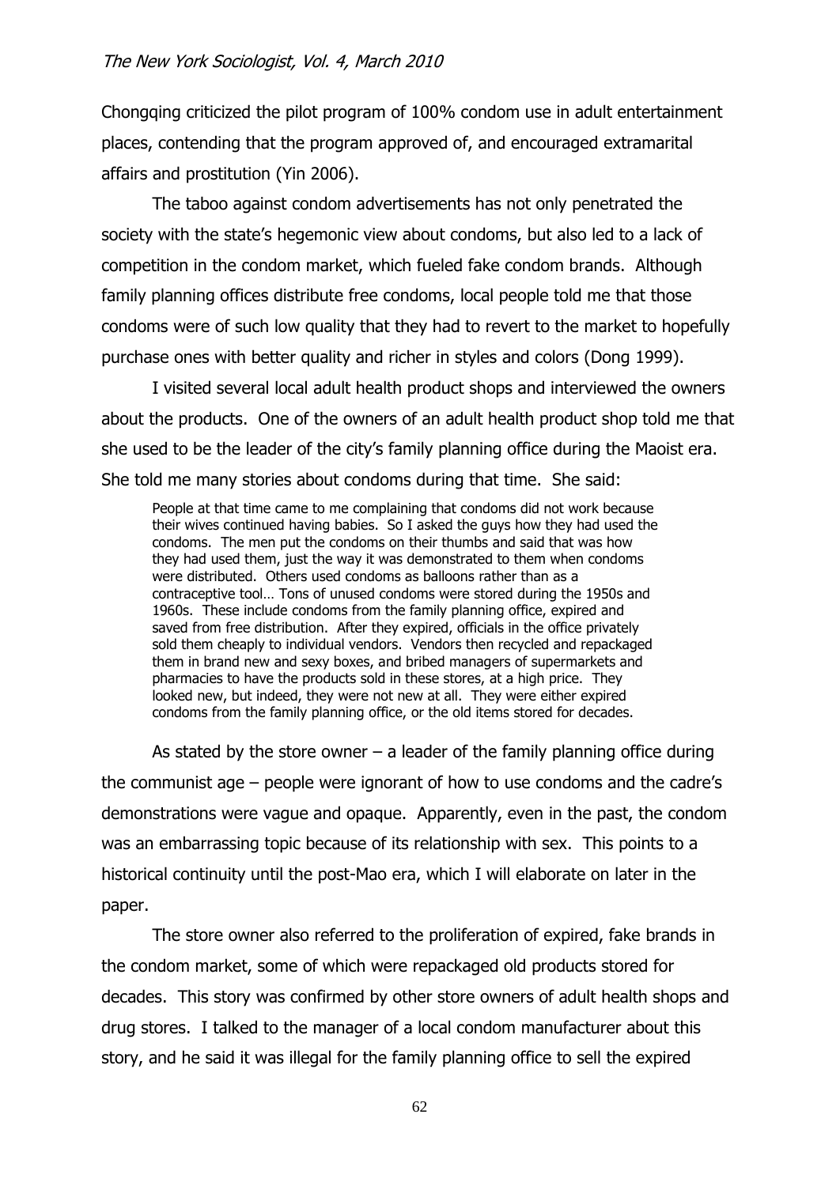Chongqing criticized the pilot program of 100% condom use in adult entertainment places, contending that the program approved of, and encouraged extramarital affairs and prostitution (Yin 2006).

The taboo against condom advertisements has not only penetrated the society with the state's hegemonic view about condoms, but also led to a lack of competition in the condom market, which fueled fake condom brands. Although family planning offices distribute free condoms, local people told me that those condoms were of such low quality that they had to revert to the market to hopefully purchase ones with better quality and richer in styles and colors (Dong 1999).

I visited several local adult health product shops and interviewed the owners about the products. One of the owners of an adult health product shop told me that she used to be the leader of the city's family planning office during the Maoist era. She told me many stories about condoms during that time. She said:

> People at that time came to me complaining that condoms did not work because their wives continued having babies. So I asked the guys how they had used the condoms. The men put the condoms on their thumbs and said that was how they had used them, just the way it was demonstrated to them when condoms were distributed. Others used condoms as balloons rather than as a contraceptive tool… Tons of unused condoms were stored during the 1950s and 1960s. These include condoms from the family planning office, expired and saved from free distribution. After they expired, officials in the office privately sold them cheaply to individual vendors. Vendors then recycled and repackaged them in brand new and sexy boxes, and bribed managers of supermarkets and pharmacies to have the products sold in these stores, at a high price. They looked new, but indeed, they were not new at all. They were either expired condoms from the family planning office, or the old items stored for decades.

As stated by the store owner – a leader of the family planning office during the communist age – people were ignorant of how to use condoms and the cadre's demonstrations were vague and opaque. Apparently, even in the past, the condom was an embarrassing topic because of its relationship with sex. This points to a historical continuity until the post-Mao era, which I will elaborate on later in the paper.

The store owner also referred to the proliferation of expired, fake brands in the condom market, some of which were repackaged old products stored for decades. This story was confirmed by other store owners of adult health shops and drug stores. I talked to the manager of a local condom manufacturer about this story, and he said it was illegal for the family planning office to sell the expired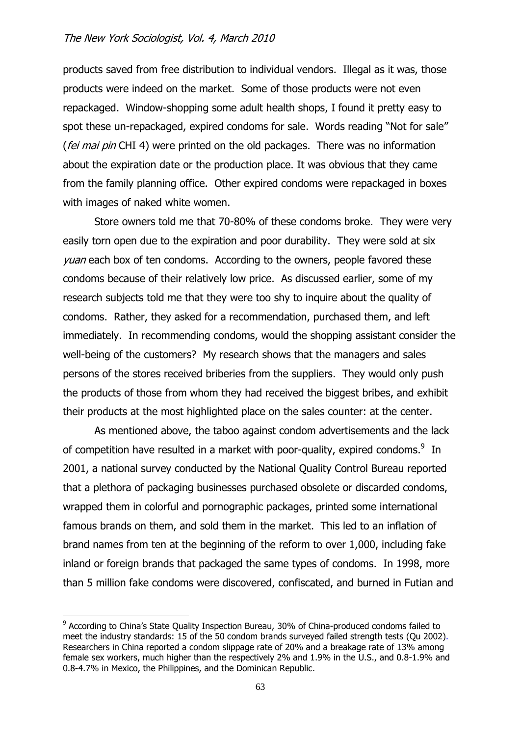products saved from free distribution to individual vendors. Illegal as it was, those products were indeed on the market. Some of those products were not even repackaged. Window-shopping some adult health shops, I found it pretty easy to spot these un-repackaged, expired condoms for sale. Words reading "Not for sale" (*fei mai pin* CHI 4) were printed on the old packages. There was no information about the expiration date or the production place. It was obvious that they came from the family planning office. Other expired condoms were repackaged in boxes with images of naked white women.

Store owners told me that 70-80% of these condoms broke. They were very easily torn open due to the expiration and poor durability. They were sold at six *yuan* each box of ten condoms. According to the owners, people favored these condoms because of their relatively low price. As discussed earlier, some of my research subjects told me that they were too shy to inquire about the quality of condoms. Rather, they asked for a recommendation, purchased them, and left immediately. In recommending condoms, would the shopping assistant consider the well-being of the customers? My research shows that the managers and sales persons of the stores received briberies from the suppliers. They would only push the products of those from whom they had received the biggest bribes, and exhibit their products at the most highlighted place on the sales counter: at the center.

As mentioned above, the taboo against condom advertisements and the lack of competition have resulted in a market with poor-quality, expired condoms.[9] In 2001, a national survey conducted by the National Quality Control Bureau reported that a plethora of packaging businesses purchased obsolete or discarded condoms, wrapped them in colorful and pornographic packages, printed some international famous brands on them, and sold them in the market. This led to an inflation of brand names from ten at the beginning of the reform to over 1,000, including fake inland or foreign brands that packaged the same types of condoms. In 1998, more than 5 million fake condoms were discovered, confiscated, and burned in Futian and

[9] According to China's State Quality Inspection Bureau, 30% of China-produced condoms failed to meet the industry standards: 15 of the 50 condom brands surveyed failed strength tests (Qu 2002). Researchers in China reported a condom slippage rate of 20% and a breakage rate of 13% among female sex workers, much higher than the respectively 2% and 1.9% in the U.S., and 0.8-1.9% and 0.8-4.7% in Mexico, the Philippines, and the Dominican Republic.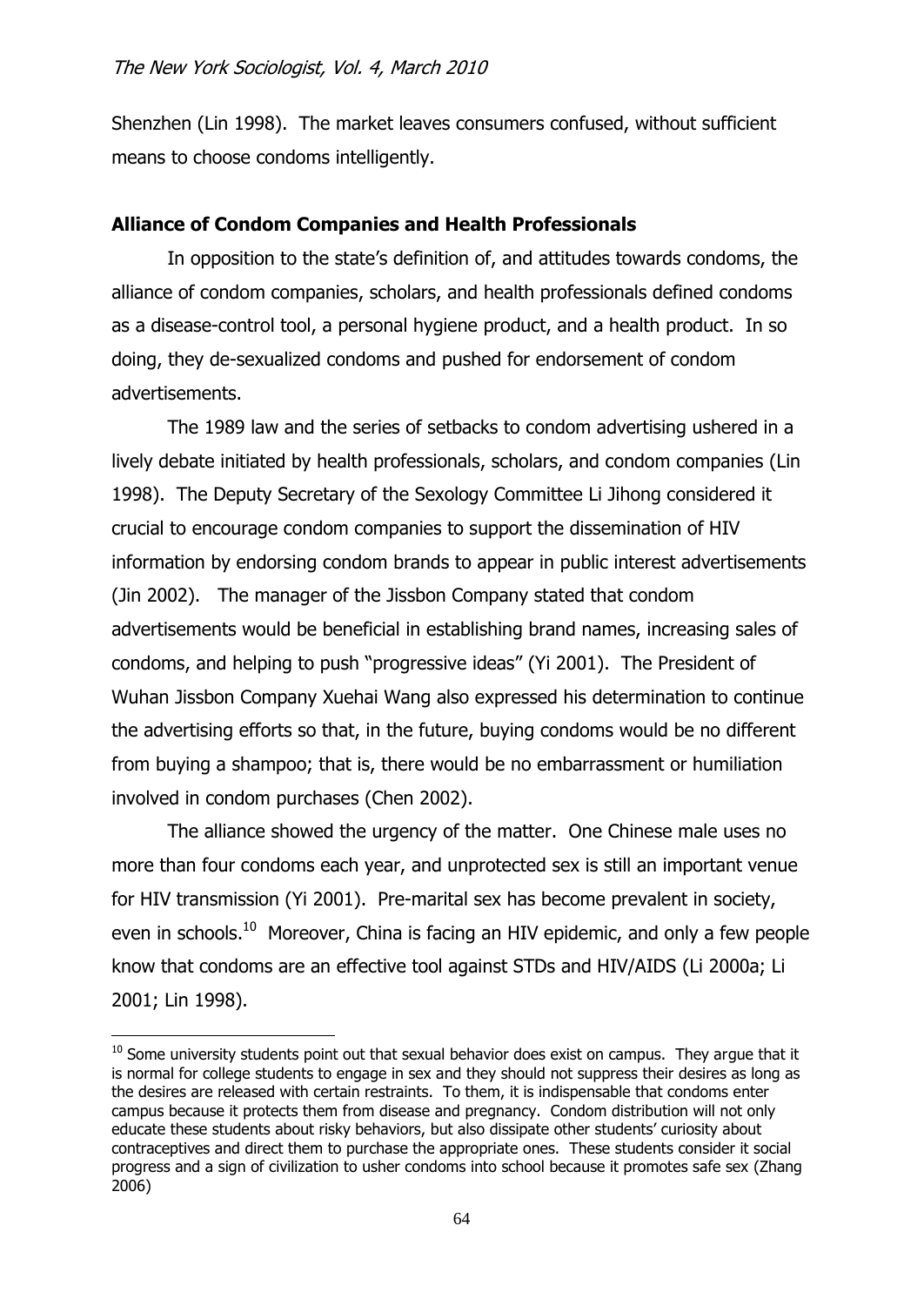Shenzhen (Lin 1998). The market leaves consumers confused, without sufficient means to choose condoms intelligently.

**Alliance of Condom Companies and Health Professionals**

In opposition to the state's definition of, and attitudes towards condoms, the alliance of condom companies, scholars, and health professionals defined condoms as a disease-control tool, a personal hygiene product, and a health product. In so doing, they de-sexualized condoms and pushed for endorsement of condom advertisements.

The 1989 law and the series of setbacks to condom advertising ushered in a lively debate initiated by health professionals, scholars, and condom companies (Lin 1998). The Deputy Secretary of the Sexology Committee Li Jihong considered it crucial to encourage condom companies to support the dissemination of HIV information by endorsing condom brands to appear in public interest advertisements (Jin 2002). The manager of the Jissbon Company stated that condom advertisements would be beneficial in establishing brand names, increasing sales of condoms, and helping to push "progressive ideas" (Yi 2001). The President of Wuhan Jissbon Company Xuehai Wang also expressed his determination to continue the advertising efforts so that, in the future, buying condoms would be no different from buying a shampoo; that is, there would be no embarrassment or humiliation involved in condom purchases (Chen 2002).

The alliance showed the urgency of the matter. One Chinese male uses no more than four condoms each year, and unprotected sex is still an important venue for HIV transmission (Yi 2001). Pre-marital sex has become prevalent in society, even in schools.[10] Moreover, China is facing an HIV epidemic, and only a few people know that condoms are an effective tool against STDs and HIV/AIDS (Li 2000a; Li 2001; Lin 1998).

[10] Some university students point out that sexual behavior does exist on campus. They argue that it is normal for college students to engage in sex and they should not suppress their desires as long as the desires are released with certain restraints. To them, it is indispensable that condoms enter campus because it protects them from disease and pregnancy. Condom distribution will not only educate these students about risky behaviors, but also dissipate other students' curiosity about contraceptives and direct them to purchase the appropriate ones. These students consider it social progress and a sign of civilization to usher condoms into school because it promotes safe sex (Zhang 2006)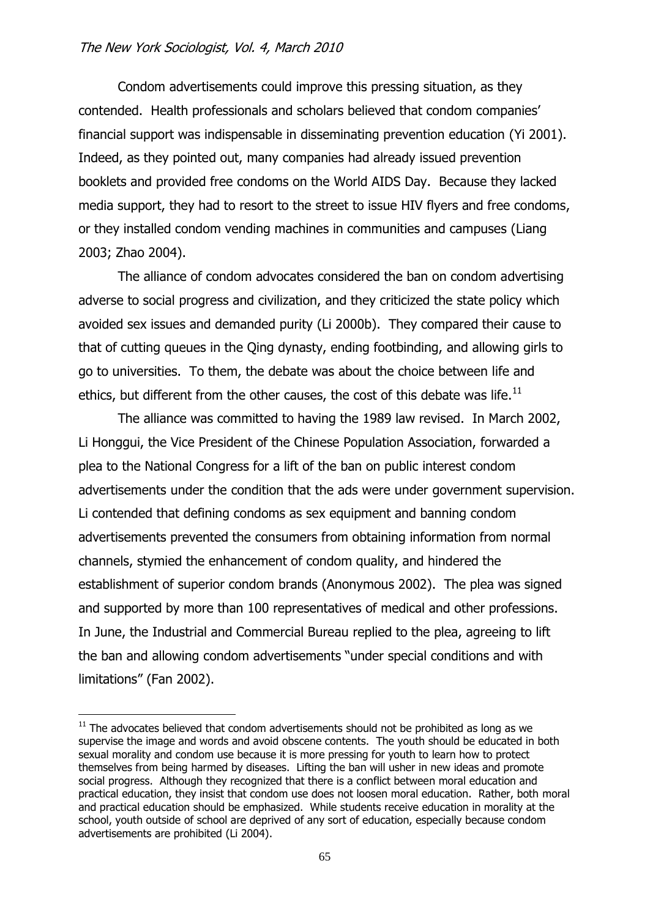Condom advertisements could improve this pressing situation, as they contended. Health professionals and scholars believed that condom companies' financial support was indispensable in disseminating prevention education (Yi 2001). Indeed, as they pointed out, many companies had already issued prevention booklets and provided free condoms on the World AIDS Day. Because they lacked media support, they had to resort to the street to issue HIV flyers and free condoms, or they installed condom vending machines in communities and campuses (Liang 2003; Zhao 2004).

The alliance of condom advocates considered the ban on condom advertising adverse to social progress and civilization, and they criticized the state policy which avoided sex issues and demanded purity (Li 2000b). They compared their cause to that of cutting queues in the Qing dynasty, ending footbinding, and allowing girls to go to universities. To them, the debate was about the choice between life and ethics, but different from the other causes, the cost of this debate was life.[11]

The alliance was committed to having the 1989 law revised. In March 2002, Li Honggui, the Vice President of the Chinese Population Association, forwarded a plea to the National Congress for a lift of the ban on public interest condom advertisements under the condition that the ads were under government supervision. Li contended that defining condoms as sex equipment and banning condom advertisements prevented the consumers from obtaining information from normal channels, stymied the enhancement of condom quality, and hindered the establishment of superior condom brands (Anonymous 2002). The plea was signed and supported by more than 100 representatives of medical and other professions. In June, the Industrial and Commercial Bureau replied to the plea, agreeing to lift the ban and allowing condom advertisements "under special conditions and with limitations" (Fan 2002).

[11] The advocates believed that condom advertisements should not be prohibited as long as we supervise the image and words and avoid obscene contents. The youth should be educated in both sexual morality and condom use because it is more pressing for youth to learn how to protect themselves from being harmed by diseases. Lifting the ban will usher in new ideas and promote social progress. Although they recognized that there is a conflict between moral education and practical education, they insist that condom use does not loosen moral education. Rather, both moral and practical education should be emphasized. While students receive education in morality at the school, youth outside of school are deprived of any sort of education, especially because condom advertisements are prohibited (Li 2004).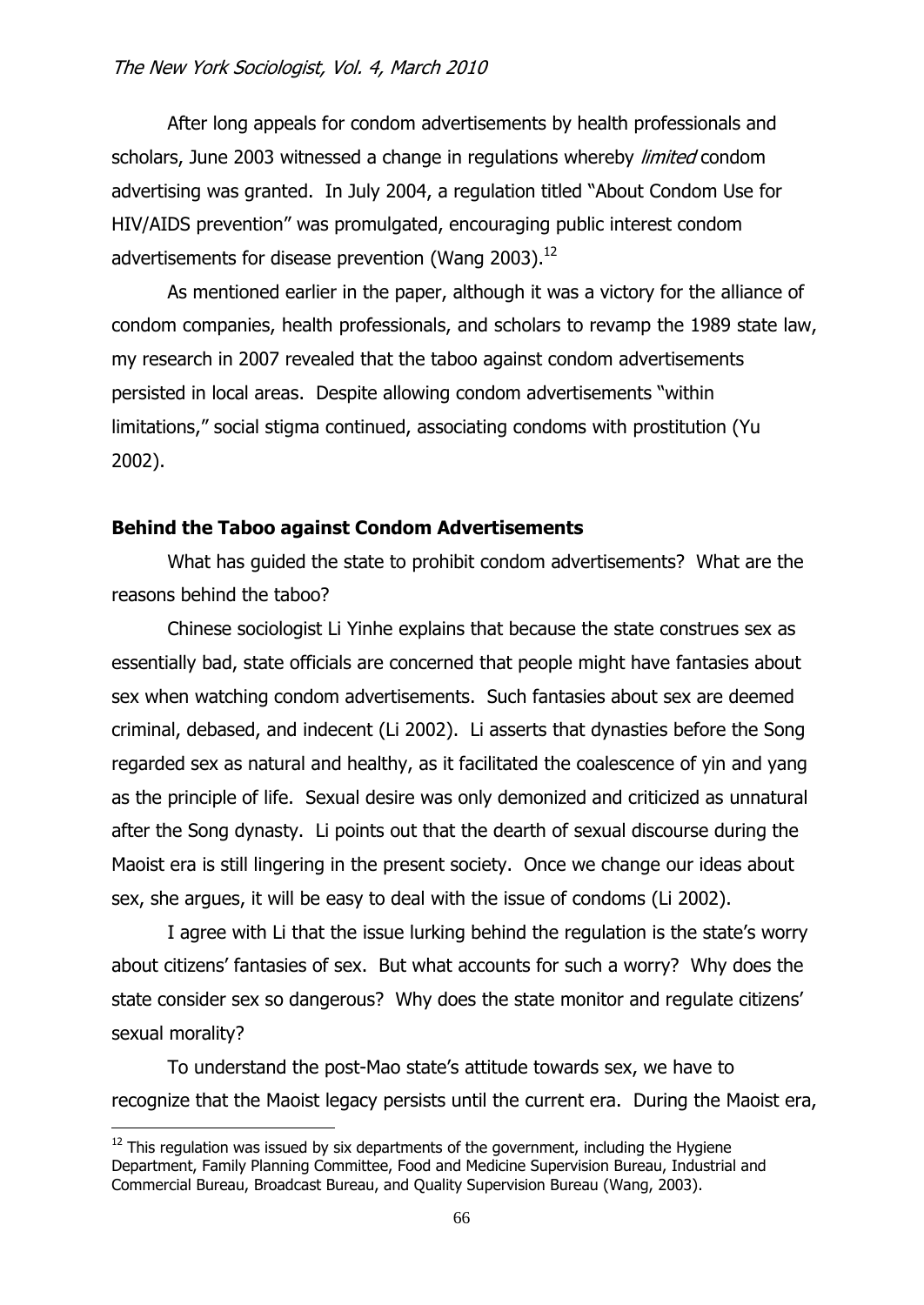After long appeals for condom advertisements by health professionals and scholars, June 2003 witnessed a change in regulations whereby *limited* condom advertising was granted. In July 2004, a regulation titled "About Condom Use for HIV/AIDS prevention" was promulgated, encouraging public interest condom advertisements for disease prevention (Wang 2003).[12]

As mentioned earlier in the paper, although it was a victory for the alliance of condom companies, health professionals, and scholars to revamp the 1989 state law, my research in 2007 revealed that the taboo against condom advertisements persisted in local areas. Despite allowing condom advertisements "within limitations," social stigma continued, associating condoms with prostitution (Yu 2002).

**Behind the Taboo against Condom Advertisements**

What has guided the state to prohibit condom advertisements? What are the reasons behind the taboo?

Chinese sociologist Li Yinhe explains that because the state construes sex as essentially bad, state officials are concerned that people might have fantasies about sex when watching condom advertisements. Such fantasies about sex are deemed criminal, debased, and indecent (Li 2002). Li asserts that dynasties before the Song regarded sex as natural and healthy, as it facilitated the coalescence of yin and yang as the principle of life. Sexual desire was only demonized and criticized as unnatural after the Song dynasty. Li points out that the dearth of sexual discourse during the Maoist era is still lingering in the present society. Once we change our ideas about sex, she argues, it will be easy to deal with the issue of condoms (Li 2002).

I agree with Li that the issue lurking behind the regulation is the state's worry about citizens' fantasies of sex. But what accounts for such a worry? Why does the state consider sex so dangerous? Why does the state monitor and regulate citizens' sexual morality?

To understand the post-Mao state's attitude towards sex, we have to recognize that the Maoist legacy persists until the current era. During the Maoist era,

[12] This regulation was issued by six departments of the government, including the Hygiene Department, Family Planning Committee, Food and Medicine Supervision Bureau, Industrial and Commercial Bureau, Broadcast Bureau, and Quality Supervision Bureau (Wang, 2003).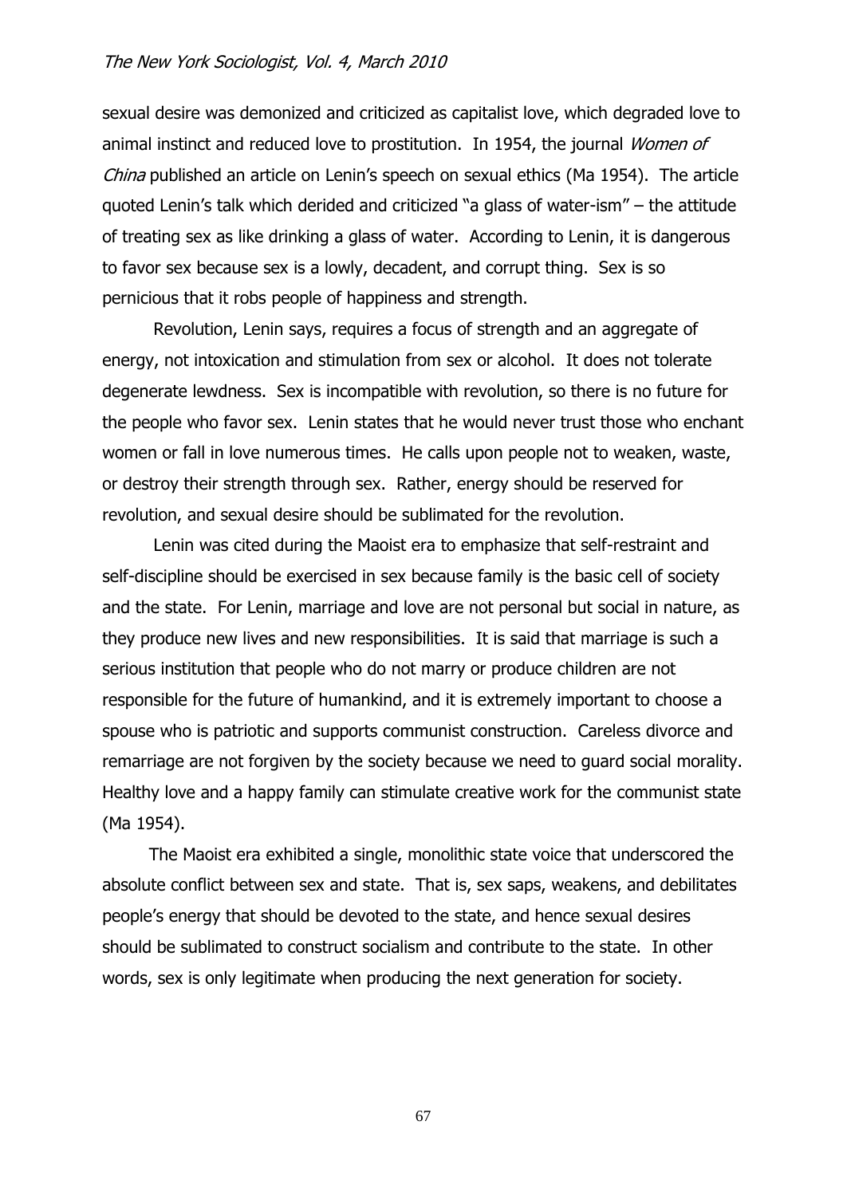sexual desire was demonized and criticized as capitalist love, which degraded love to animal instinct and reduced love to prostitution. In 1954, the journal *Women of China* published an article on Lenin's speech on sexual ethics (Ma 1954). The article quoted Lenin's talk which derided and criticized "a glass of water-ism" – the attitude of treating sex as like drinking a glass of water. According to Lenin, it is dangerous to favor sex because sex is a lowly, decadent, and corrupt thing. Sex is so pernicious that it robs people of happiness and strength.

Revolution, Lenin says, requires a focus of strength and an aggregate of energy, not intoxication and stimulation from sex or alcohol. It does not tolerate degenerate lewdness. Sex is incompatible with revolution, so there is no future for the people who favor sex. Lenin states that he would never trust those who enchant women or fall in love numerous times. He calls upon people not to weaken, waste, or destroy their strength through sex. Rather, energy should be reserved for revolution, and sexual desire should be sublimated for the revolution.

Lenin was cited during the Maoist era to emphasize that self-restraint and self-discipline should be exercised in sex because family is the basic cell of society and the state. For Lenin, marriage and love are not personal but social in nature, as they produce new lives and new responsibilities. It is said that marriage is such a serious institution that people who do not marry or produce children are not responsible for the future of humankind, and it is extremely important to choose a spouse who is patriotic and supports communist construction. Careless divorce and remarriage are not forgiven by the society because we need to guard social morality. Healthy love and a happy family can stimulate creative work for the communist state (Ma 1954).

The Maoist era exhibited a single, monolithic state voice that underscored the absolute conflict between sex and state. That is, sex saps, weakens, and debilitates people's energy that should be devoted to the state, and hence sexual desires should be sublimated to construct socialism and contribute to the state. In other words, sex is only legitimate when producing the next generation for society.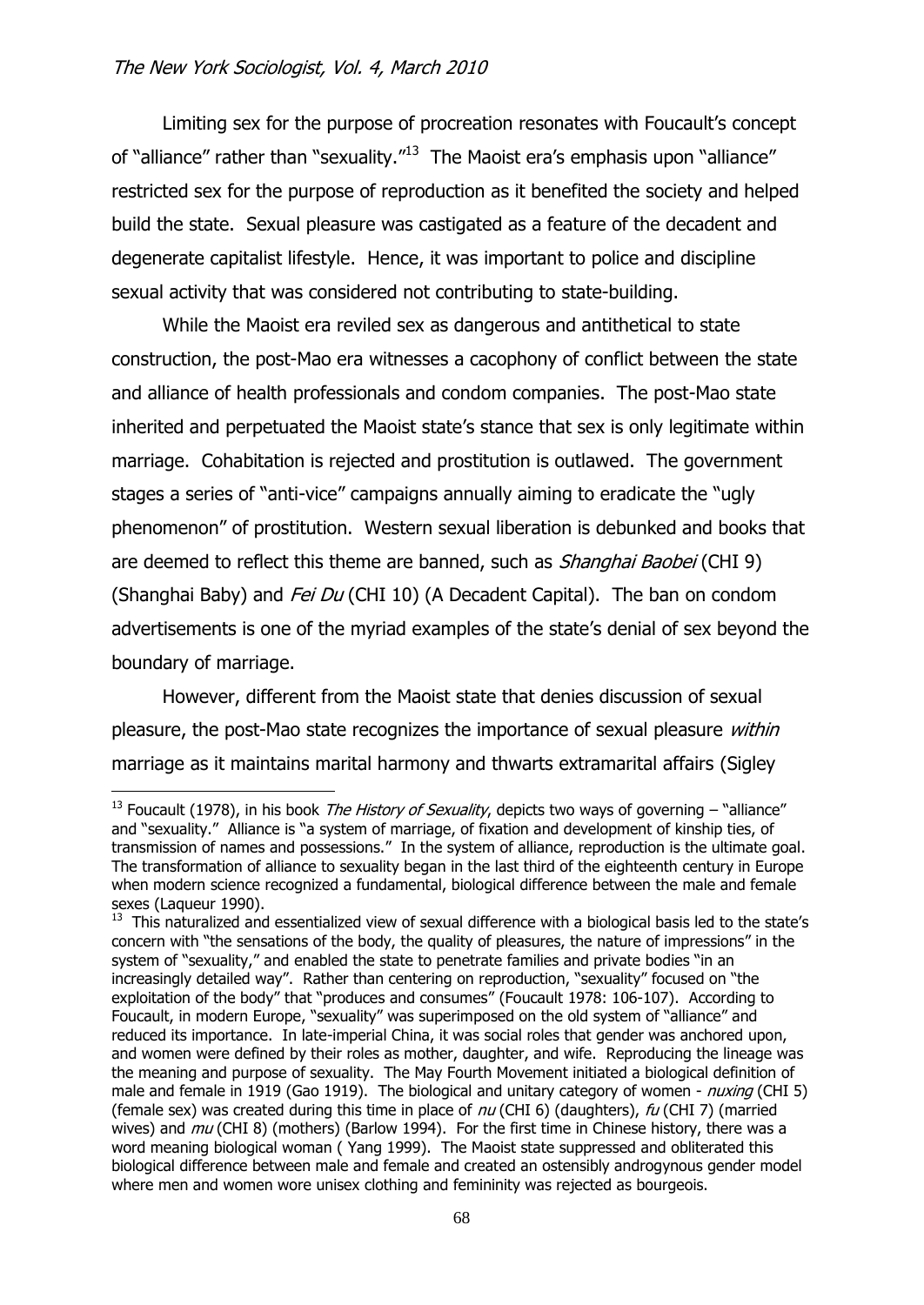Limiting sex for the purpose of procreation resonates with Foucault's concept of "alliance" rather than "sexuality."[13] The Maoist era's emphasis upon "alliance" restricted sex for the purpose of reproduction as it benefited the society and helped build the state. Sexual pleasure was castigated as a feature of the decadent and degenerate capitalist lifestyle. Hence, it was important to police and discipline sexual activity that was considered not contributing to state-building.

While the Maoist era reviled sex as dangerous and antithetical to state construction, the post-Mao era witnesses a cacophony of conflict between the state and alliance of health professionals and condom companies. The post-Mao state inherited and perpetuated the Maoist state's stance that sex is only legitimate within marriage. Cohabitation is rejected and prostitution is outlawed. The government stages a series of "anti-vice" campaigns annually aiming to eradicate the "ugly phenomenon" of prostitution. Western sexual liberation is debunked and books that are deemed to reflect this theme are banned, such as *Shanghai Baobei* (CHI 9) (Shanghai Baby) and *Fei Du* (CHI 10) (A Decadent Capital). The ban on condom advertisements is one of the myriad examples of the state's denial of sex beyond the boundary of marriage.

However, different from the Maoist state that denies discussion of sexual pleasure, the post-Mao state recognizes the importance of sexual pleasure *within* marriage as it maintains marital harmony and thwarts extramarital affairs (Sigley

---

[13] Foucault (1978), in his book *The History of Sexuality*, depicts two ways of governing – "alliance" and "sexuality." Alliance is "a system of marriage, of fixation and development of kinship ties, of transmission of names and possessions." In the system of alliance, reproduction is the ultimate goal. The transformation of alliance to sexuality began in the last third of the eighteenth century in Europe when modern science recognized a fundamental, biological difference between the male and female sexes (Laqueur 1990).

[13] This naturalized and essentialized view of sexual difference with a biological basis led to the state's concern with "the sensations of the body, the quality of pleasures, the nature of impressions" in the system of "sexuality," and enabled the state to penetrate families and private bodies "in an increasingly detailed way". Rather than centering on reproduction, "sexuality" focused on "the exploitation of the body" that "produces and consumes" (Foucault 1978: 106-107). According to Foucault, in modern Europe, "sexuality" was superimposed on the old system of "alliance" and reduced its importance. In late-imperial China, it was social roles that gender was anchored upon, and women were defined by their roles as mother, daughter, and wife. Reproducing the lineage was the meaning and purpose of sexuality. The May Fourth Movement initiated a biological definition of male and female in 1919 (Gao 1919). The biological and unitary category of women - *nuxing* (CHI 5) (female sex) was created during this time in place of *nu* (CHI 6) (daughters), *fu* (CHI 7) (married wives) and *mu* (CHI 8) (mothers) (Barlow 1994). For the first time in Chinese history, there was a word meaning biological woman ( Yang 1999). The Maoist state suppressed and obliterated this biological difference between male and female and created an ostensibly androgynous gender model where men and women wore unisex clothing and femininity was rejected as bourgeois.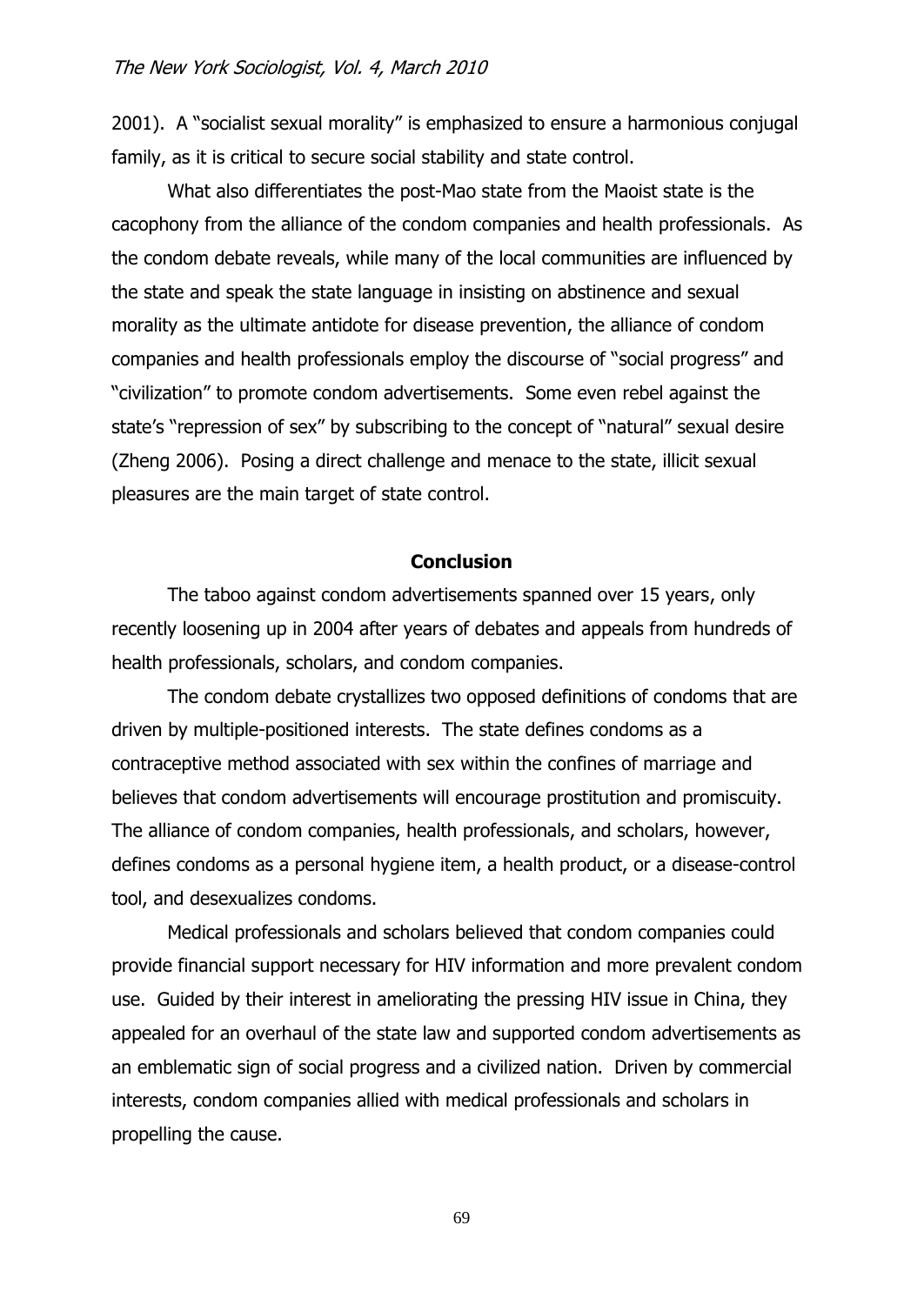2001). A "socialist sexual morality" is emphasized to ensure a harmonious conjugal family, as it is critical to secure social stability and state control.

What also differentiates the post-Mao state from the Maoist state is the cacophony from the alliance of the condom companies and health professionals. As the condom debate reveals, while many of the local communities are influenced by the state and speak the state language in insisting on abstinence and sexual morality as the ultimate antidote for disease prevention, the alliance of condom companies and health professionals employ the discourse of "social progress" and "civilization" to promote condom advertisements. Some even rebel against the state's "repression of sex" by subscribing to the concept of "natural" sexual desire (Zheng 2006). Posing a direct challenge and menace to the state, illicit sexual pleasures are the main target of state control.

## Conclusion

The taboo against condom advertisements spanned over 15 years, only recently loosening up in 2004 after years of debates and appeals from hundreds of health professionals, scholars, and condom companies.

The condom debate crystallizes two opposed definitions of condoms that are driven by multiple-positioned interests. The state defines condoms as a contraceptive method associated with sex within the confines of marriage and believes that condom advertisements will encourage prostitution and promiscuity. The alliance of condom companies, health professionals, and scholars, however, defines condoms as a personal hygiene item, a health product, or a disease-control tool, and desexualizes condoms.

Medical professionals and scholars believed that condom companies could provide financial support necessary for HIV information and more prevalent condom use. Guided by their interest in ameliorating the pressing HIV issue in China, they appealed for an overhaul of the state law and supported condom advertisements as an emblematic sign of social progress and a civilized nation. Driven by commercial interests, condom companies allied with medical professionals and scholars in propelling the cause.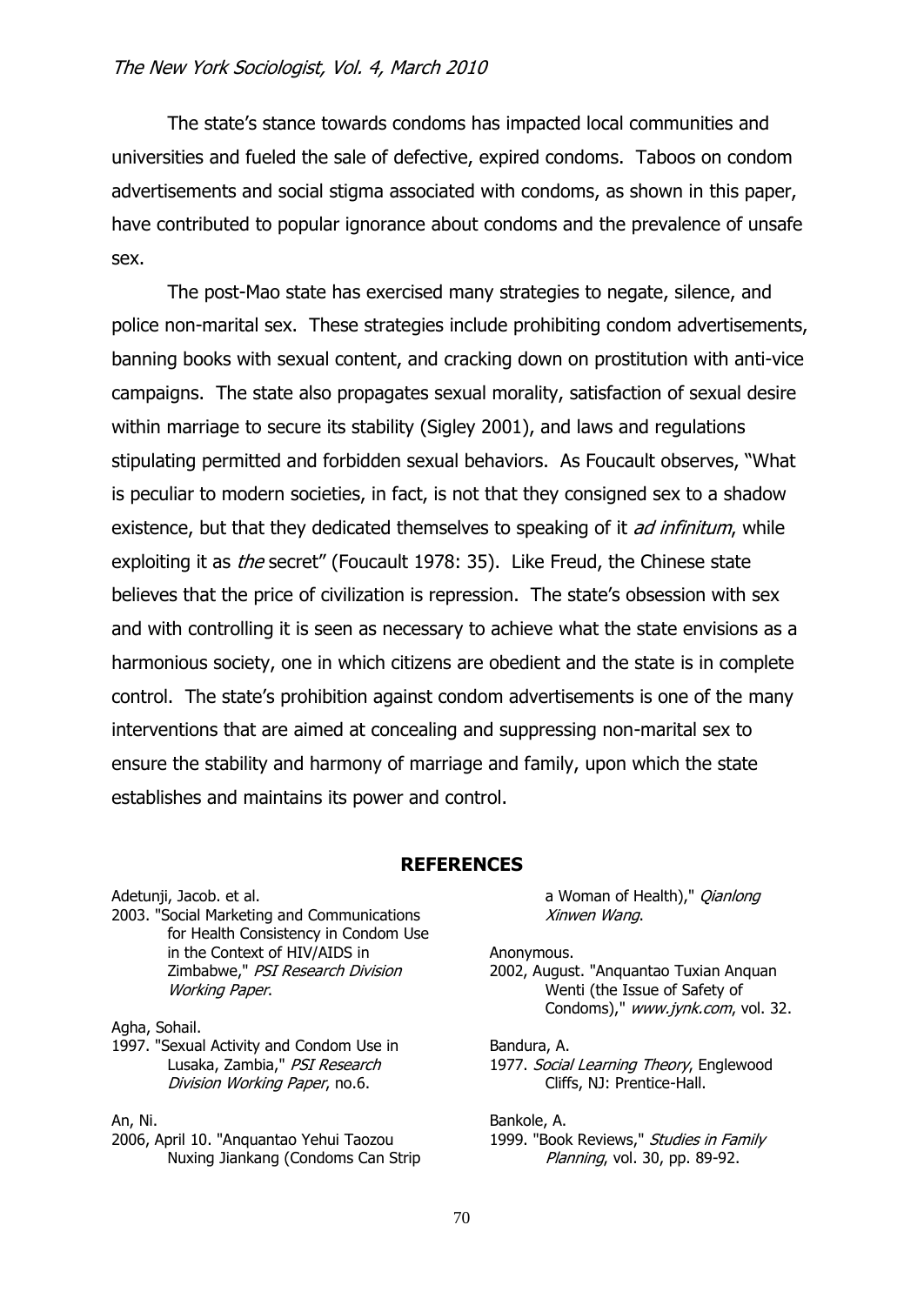The state's stance towards condoms has impacted local communities and universities and fueled the sale of defective, expired condoms. Taboos on condom advertisements and social stigma associated with condoms, as shown in this paper, have contributed to popular ignorance about condoms and the prevalence of unsafe sex.

The post-Mao state has exercised many strategies to negate, silence, and police non-marital sex. These strategies include prohibiting condom advertisements, banning books with sexual content, and cracking down on prostitution with anti-vice campaigns. The state also propagates sexual morality, satisfaction of sexual desire within marriage to secure its stability (Sigley 2001), and laws and regulations stipulating permitted and forbidden sexual behaviors. As Foucault observes, "What is peculiar to modern societies, in fact, is not that they consigned sex to a shadow existence, but that they dedicated themselves to speaking of it *ad infinitum*, while exploiting it as *the* secret" (Foucault 1978: 35). Like Freud, the Chinese state believes that the price of civilization is repression. The state's obsession with sex and with controlling it is seen as necessary to achieve what the state envisions as a harmonious society, one in which citizens are obedient and the state is in complete control. The state's prohibition against condom advertisements is one of the many interventions that are aimed at concealing and suppressing non-marital sex to ensure the stability and harmony of marriage and family, upon which the state establishes and maintains its power and control.

## REFERENCES

Adetunji, Jacob. et al.
2003. "Social Marketing and Communications for Health Consistency in Condom Use in the Context of HIV/AIDS in Zimbabwe," *PSI Research Division Working Paper*.

Agha, Sohail.
1997. "Sexual Activity and Condom Use in Lusaka, Zambia," *PSI Research Division Working Paper*, no.6.

An, Ni.
2006, April 10. "Anquantao Yehui Taozou Nuxing Jiankang (Condoms Can Strip a Woman of Health)," *Qianlong Xinwen Wang*.

Anonymous.
2002, August. "Anquantao Tuxian Anquan Wenti (the Issue of Safety of Condoms)," *www.jynk.com*, vol. 32.

Bandura, A.
1977. *Social Learning Theory*, Englewood Cliffs, NJ: Prentice-Hall.

Bankole, A.
1999. "Book Reviews," *Studies in Family Planning*, vol. 30, pp. 89-92.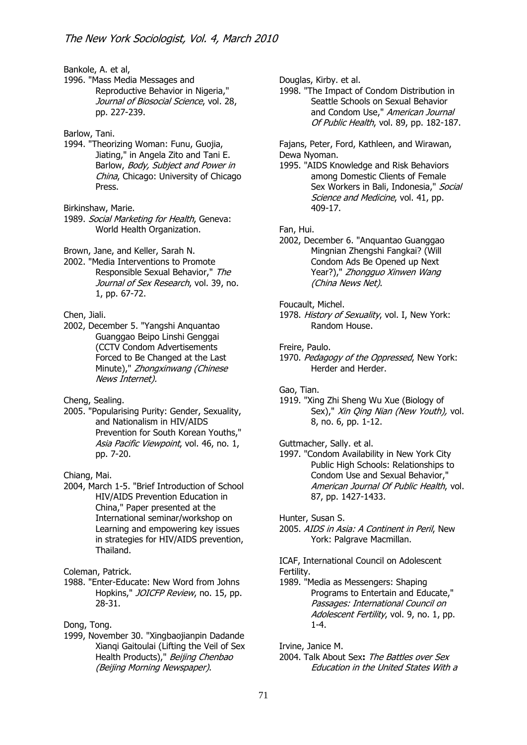Bankole, A. et al,

1996. "Mass Media Messages and Reproductive Behavior in Nigeria," *Journal of Biosocial Science*, vol. 28, pp. 227-239.

Barlow, Tani.

1994. "Theorizing Woman: Funu, Guojia, Jiating," in Angela Zito and Tani E. Barlow, *Body, Subject and Power in China*, Chicago: University of Chicago Press.

Birkinshaw, Marie.

1989. *Social Marketing for Health*, Geneva: World Health Organization.

Brown, Jane, and Keller, Sarah N.

2002. "Media Interventions to Promote Responsible Sexual Behavior," *The Journal of Sex Research*, vol. 39, no. 1, pp. 67-72.

Chen, Jiali.

2002, December 5. "Yangshi Anquantao Guanggao Beipo Linshi Genggai (CCTV Condom Advertisements Forced to Be Changed at the Last Minute)," *Zhongxinwang (Chinese News Internet).*

Cheng, Sealing.

2005. "Popularising Purity: Gender, Sexuality, and Nationalism in HIV/AIDS Prevention for South Korean Youths," *Asia Pacific Viewpoint*, vol. 46, no. 1, pp. 7-20.

Chiang, Mai.

2004, March 1-5. "Brief Introduction of School HIV/AIDS Prevention Education in China," Paper presented at the International seminar/workshop on Learning and empowering key issues in strategies for HIV/AIDS prevention, Thailand.

Coleman, Patrick.

1988. "Enter-Educate: New Word from Johns Hopkins," *JOICFP Review*, no. 15, pp. 28-31.

Dong, Tong.

1999, November 30. "Xingbaojianpin Dadande Xianqi Gaitoulai (Lifting the Veil of Sex Health Products)," *Beijing Chenbao (Beijing Morning Newspaper)*.

Douglas, Kirby. et al.

1998. "The Impact of Condom Distribution in Seattle Schools on Sexual Behavior and Condom Use," *American Journal Of Public Health*, vol. 89, pp. 182-187.

Fajans, Peter, Ford, Kathleen, and Wirawan, Dewa Nyoman.

1995. "AIDS Knowledge and Risk Behaviors among Domestic Clients of Female Sex Workers in Bali, Indonesia," *Social Science and Medicine*, vol. 41, pp. 409-17.

Fan, Hui.

2002, December 6. "Anquantao Guanggao Mingnian Zhengshi Fangkai? (Will Condom Ads Be Opened up Next Year?)," *Zhongguo Xinwen Wang (China News Net)*.

Foucault, Michel.

1978. *History of Sexuality*, vol. I, New York: Random House.

Freire, Paulo.

1970. *Pedagogy of the Oppressed*, New York: Herder and Herder.

Gao, Tian.

1919. "Xing Zhi Sheng Wu Xue (Biology of Sex)," *Xin Qing Nian (New Youth),* vol. 8, no. 6, pp. 1-12.

Guttmacher, Sally. et al.

1997. "Condom Availability in New York City Public High Schools: Relationships to Condom Use and Sexual Behavior," *American Journal Of Public Health*, vol. 87, pp. 1427-1433.

Hunter, Susan S.

2005. *AIDS in Asia: A Continent in Peril*, New York: Palgrave Macmillan.

ICAF, International Council on Adolescent Fertility.

1989. "Media as Messengers: Shaping Programs to Entertain and Educate," *Passages: International Council on Adolescent Fertility*, vol. 9, no. 1, pp. 1-4.

Irvine, Janice M.

2004. Talk About Sex**:** *The Battles over Sex Education in the United States With a*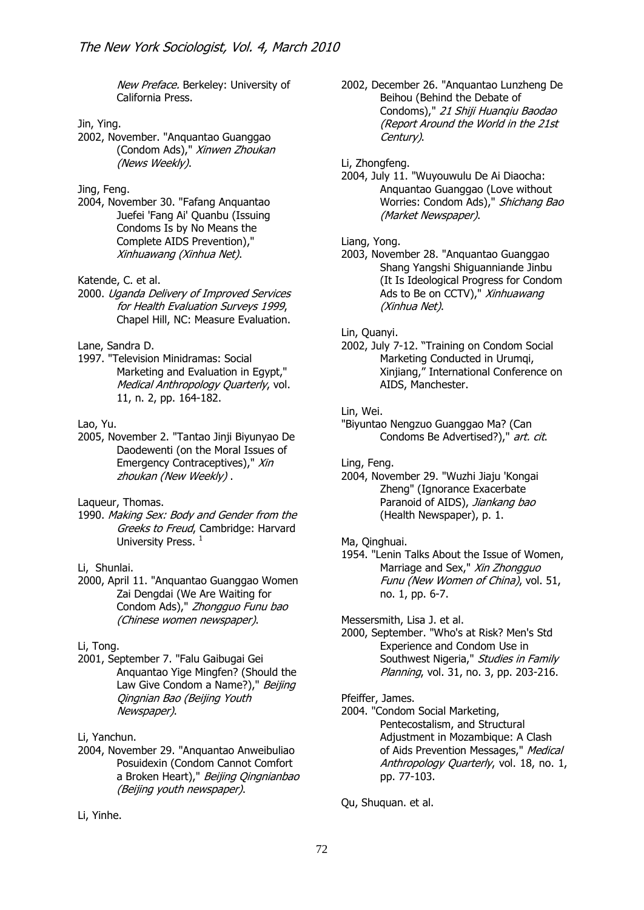*New Preface*. Berkeley: University of California Press.

Jin, Ying.
2002, November. "Anquantao Guanggao (Condom Ads)," *Xinwen Zhoukan (News Weekly)*.

Jing, Feng.
2004, November 30. "Fafang Anquantao Juefei 'Fang Ai' Quanbu (Issuing Condoms Is by No Means the Complete AIDS Prevention)," *Xinhuawang (Xinhua Net)*.

Katende, C. et al.
2000. *Uganda Delivery of Improved Services for Health Evaluation Surveys 1999*, Chapel Hill, NC: Measure Evaluation.

Lane, Sandra D.
1997. "Television Minidramas: Social Marketing and Evaluation in Egypt," *Medical Anthropology Quarterly*, vol. 11, n. 2, pp. 164-182.

Lao, Yu.
2005, November 2. "Tantao Jinji Biyunyao De Daodewenti (on the Moral Issues of Emergency Contraceptives)," *Xin zhoukan (New Weekly)* .

Laqueur, Thomas.
1990. *Making Sex: Body and Gender from the Greeks to Freud*, Cambridge: Harvard University Press. [1]

Li, Shunlai.
2000, April 11. "Anquantao Guanggao Women Zai Dengdai (We Are Waiting for Condom Ads)," *Zhongguo Funu bao (Chinese women newspaper)*.

Li, Tong.
2001, September 7. "Falu Gaibugai Gei Anquantao Yige Mingfen? (Should the Law Give Condom a Name?)," *Beijing Qingnian Bao (Beijing Youth Newspaper)*.

Li, Yanchun.
2004, November 29. "Anquantao Anweibuliao Posuidexin (Condom Cannot Comfort a Broken Heart)," *Beijing Qingnianbao (Beijing youth newspaper)*.

Li, Yinhe.
2002, December 26. "Anquantao Lunzheng De Beihou (Behind the Debate of Condoms)," *21 Shiji Huanqiu Baodao (Report Around the World in the 21st Century)*.

Li, Zhongfeng.
2004, July 11. "Wuyouwulu De Ai Diaocha: Anquantao Guanggao (Love without Worries: Condom Ads)," *Shichang Bao (Market Newspaper)*.

Liang, Yong.
2003, November 28. "Anquantao Guanggao Shang Yangshi Shiguanniande Jinbu (It Is Ideological Progress for Condom Ads to Be on CCTV)," *Xinhuawang (Xinhua Net)*.

Lin, Quanyi.
2002, July 7-12. "Training on Condom Social Marketing Conducted in Urumqi, Xinjiang," International Conference on AIDS, Manchester.

Lin, Wei.
"Biyuntao Nengzuo Guanggao Ma? (Can Condoms Be Advertised?)," *art. cit*.

Ling, Feng.
2004, November 29. "Wuzhi Jiaju 'Kongai Zheng" (Ignorance Exacerbate Paranoid of AIDS), *Jiankang bao* (Health Newspaper), p. 1.

Ma, Qinghuai.
1954. "Lenin Talks About the Issue of Women, Marriage and Sex," *Xin Zhongguo Funu (New Women of China)*, vol. 51, no. 1, pp. 6-7.

Messersmith, Lisa J. et al.
2000, September. "Who's at Risk? Men's Std Experience and Condom Use in Southwest Nigeria," *Studies in Family Planning*, vol. 31, no. 3, pp. 203-216.

Pfeiffer, James.
2004. "Condom Social Marketing, Pentecostalism, and Structural Adjustment in Mozambique: A Clash of Aids Prevention Messages," *Medical Anthropology Quarterly*, vol. 18, no. 1, pp. 77-103.

Qu, Shuquan. et al.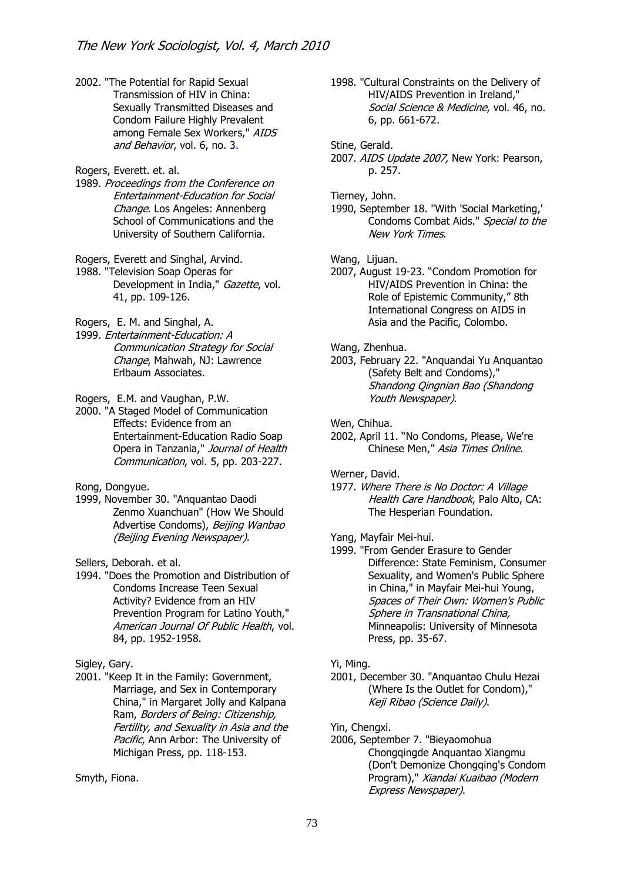2002. "The Potential for Rapid Sexual Transmission of HIV in China: Sexually Transmitted Diseases and Condom Failure Highly Prevalent among Female Sex Workers," *AIDS and Behavior*, vol. 6, no. 3.

Rogers, Everett. et. al.
1989. *Proceedings from the Conference on Entertainment-Education for Social Change*. Los Angeles: Annenberg School of Communications and the University of Southern California.

Rogers, Everett and Singhal, Arvind.
1988. "Television Soap Operas for Development in India," *Gazette*, vol. 41, pp. 109-126.

Rogers, E. M. and Singhal, A.
1999. *Entertainment-Education: A Communication Strategy for Social Change*, Mahwah, NJ: Lawrence Erlbaum Associates.

Rogers, E.M. and Vaughan, P.W.
2000. "A Staged Model of Communication Effects: Evidence from an Entertainment-Education Radio Soap Opera in Tanzania," *Journal of Health Communication*, vol. 5, pp. 203-227.

Rong, Dongyue.
1999, November 30. "Anquantao Daodi Zenmo Xuanchuan" (How We Should Advertise Condoms), *Beijing Wanbao (Beijing Evening Newspaper)*.

Sellers, Deborah. et al.
1994. "Does the Promotion and Distribution of Condoms Increase Teen Sexual Activity? Evidence from an HIV Prevention Program for Latino Youth," *American Journal Of Public Health*, vol. 84, pp. 1952-1958.

Sigley, Gary.
2001. "Keep It in the Family: Government, Marriage, and Sex in Contemporary China," in Margaret Jolly and Kalpana Ram, *Borders of Being: Citizenship, Fertility, and Sexuality in Asia and the Pacific*, Ann Arbor: The University of Michigan Press, pp. 118-153.

Smyth, Fiona.
1998. "Cultural Constraints on the Delivery of HIV/AIDS Prevention in Ireland," *Social Science & Medicine*, vol. 46, no. 6, pp. 661-672.

Stine, Gerald.
2007. *AIDS Update 2007,* New York: Pearson, p. 257.

Tierney, John.
1990, September 18. "With 'Social Marketing,' Condoms Combat Aids." *Special to the New York Times*.

Wang, Lijuan.
2007, August 19-23. "Condom Promotion for HIV/AIDS Prevention in China: the Role of Epistemic Community," 8th International Congress on AIDS in Asia and the Pacific, Colombo.

Wang, Zhenhua.
2003, February 22. "Anquandai Yu Anquantao (Safety Belt and Condoms)," *Shandong Qingnian Bao (Shandong Youth Newspaper)*.

Wen, Chihua.
2002, April 11. "No Condoms, Please, We're Chinese Men," *Asia Times Online*.

Werner, David.
1977. *Where There is No Doctor: A Village Health Care Handbook*, Palo Alto, CA: The Hesperian Foundation.

Yang, Mayfair Mei-hui.
1999. "From Gender Erasure to Gender Difference: State Feminism, Consumer Sexuality, and Women's Public Sphere in China," in Mayfair Mei-hui Young, *Spaces of Their Own: Women's Public Sphere in Transnational China,* Minneapolis: University of Minnesota Press, pp. 35-67.

Yi, Ming.
2001, December 30. "Anquantao Chulu Hezai (Where Is the Outlet for Condom)," *Keji Ribao (Science Daily)*.

Yin, Chengxi.
2006, September 7. "Bieyaomohua Chongqingde Anquantao Xiangmu (Don't Demonize Chongqing's Condom Program)," *Xiandai Kuaibao (Modern Express Newspaper)*.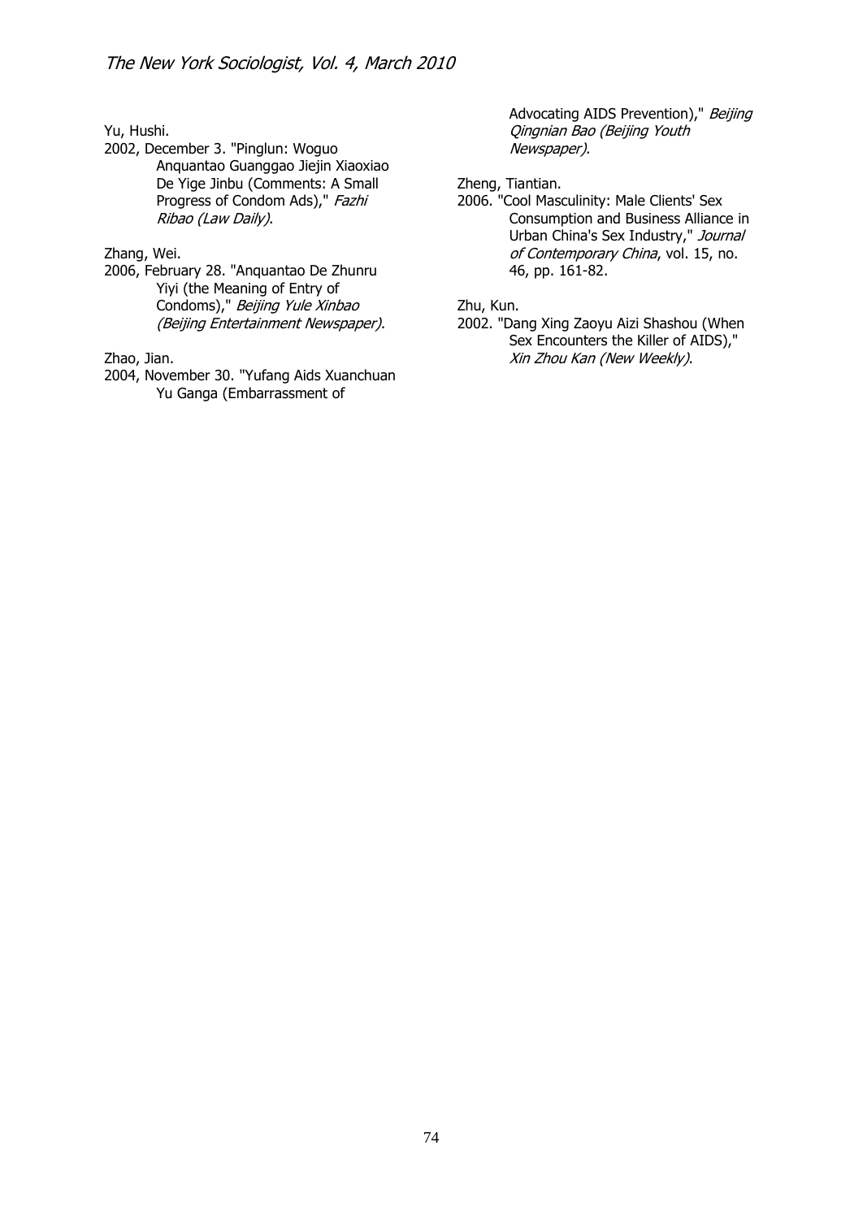Yu, Hushi.

2002, December 3. "Pinglun: Woguo Anquantao Guanggao Jiejin Xiaoxiao De Yige Jinbu (Comments: A Small Progress of Condom Ads)," *Fazhi Ribao (Law Daily)*.

Zhang, Wei.

2006, February 28. "Anquantao De Zhunru Yiyi (the Meaning of Entry of Condoms)," *Beijing Yule Xinbao (Beijing Entertainment Newspaper)*.

Zhao, Jian.

2004, November 30. "Yufang Aids Xuanchuan Yu Ganga (Embarrassment of Advocating AIDS Prevention)," *Beijing Qingnian Bao (Beijing Youth Newspaper)*.

Zheng, Tiantian.

2006. "Cool Masculinity: Male Clients' Sex Consumption and Business Alliance in Urban China's Sex Industry," *Journal of Contemporary China*, vol. 15, no. 46, pp. 161-82.

Zhu, Kun.

2002. "Dang Xing Zaoyu Aizi Shashou (When Sex Encounters the Killer of AIDS)," *Xin Zhou Kan (New Weekly)*.